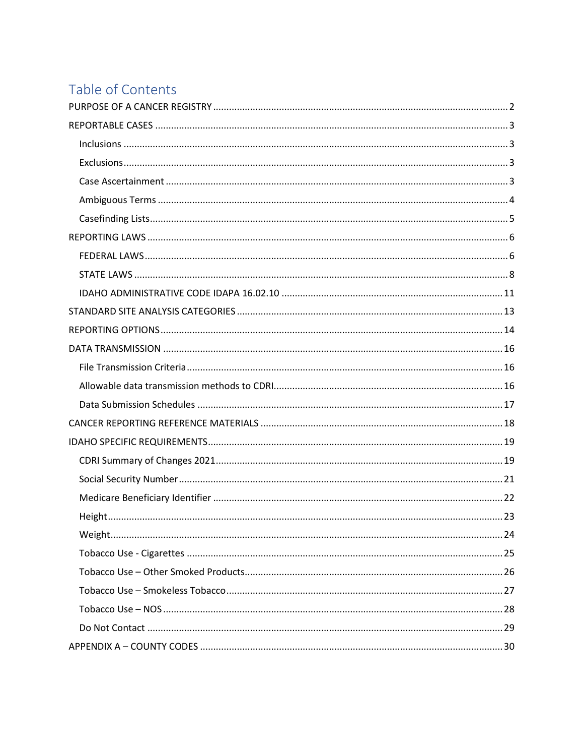# Table of Contents

- PURPOSE OF A CANCER REGISTRY ..... 2
- REPORTABLE CASES ..... 3
  - Inclusions ..... 3
  - Exclusions ..... 3
  - Case Ascertainment ..... 3
  - Ambiguous Terms ..... 4
  - Casefinding Lists ..... 5
- REPORTING LAWS ..... 6
  - FEDERAL LAWS ..... 6
  - STATE LAWS ..... 8
  - IDAHO ADMINISTRATIVE CODE IDAPA 16.02.10 ..... 11
- STANDARD SITE ANALYSIS CATEGORIES ..... 13
- REPORTING OPTIONS ..... 14
- DATA TRANSMISSION ..... 16
  - File Transmission Criteria ..... 16
  - Allowable data transmission methods to CDRI ..... 16
  - Data Submission Schedules ..... 17
- CANCER REPORTING REFERENCE MATERIALS ..... 18
- IDAHO SPECIFIC REQUIREMENTS ..... 19
  - CDRI Summary of Changes 2021 ..... 19
  - Social Security Number ..... 21
  - Medicare Beneficiary Identifier ..... 22
  - Height ..... 23
  - Weight ..... 24
  - Tobacco Use - Cigarettes ..... 25
  - Tobacco Use – Other Smoked Products ..... 26
  - Tobacco Use – Smokeless Tobacco ..... 27
  - Tobacco Use – NOS ..... 28
  - Do Not Contact ..... 29
- APPENDIX A – COUNTY CODES ..... 30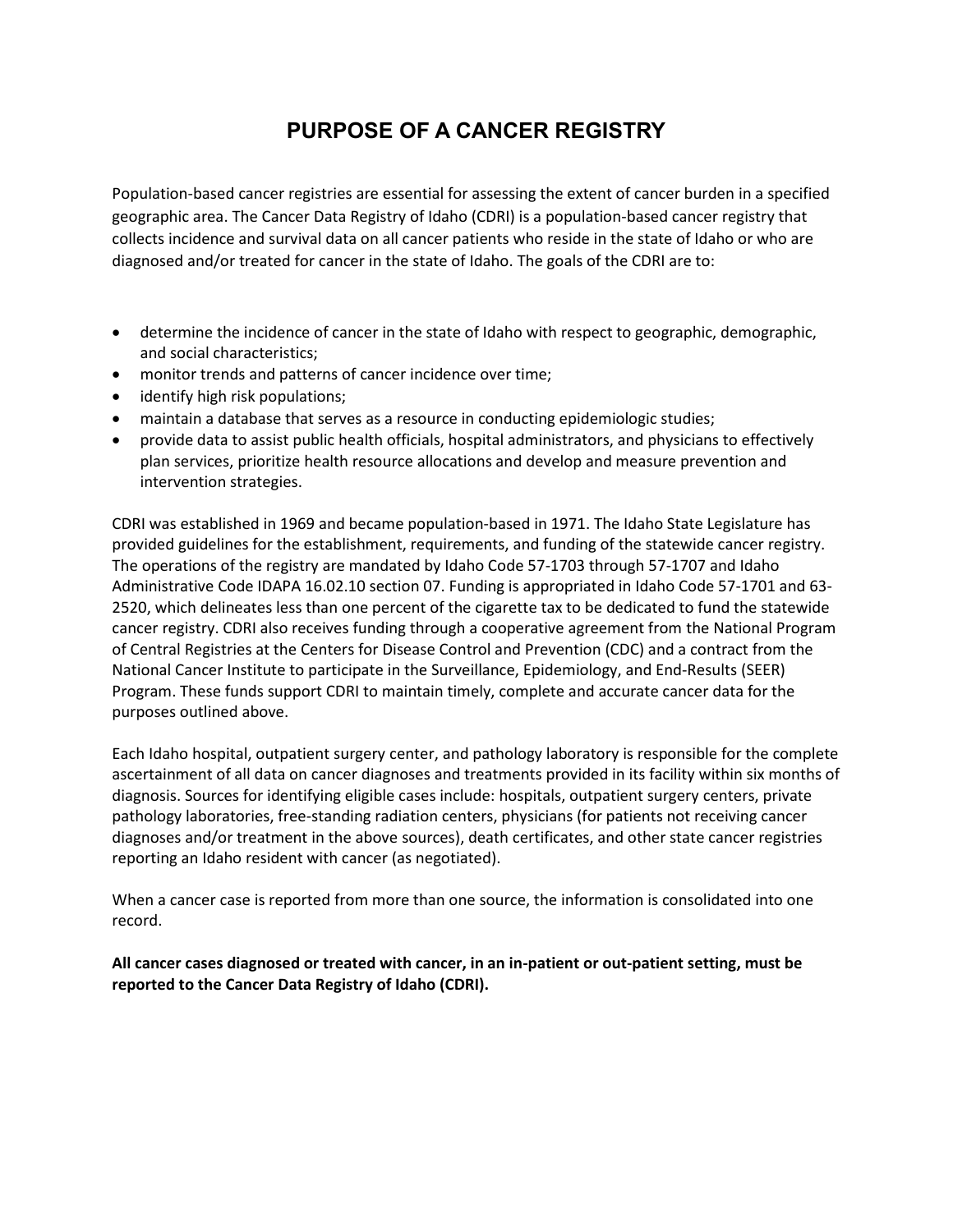# PURPOSE OF A CANCER REGISTRY

Population-based cancer registries are essential for assessing the extent of cancer burden in a specified geographic area. The Cancer Data Registry of Idaho (CDRI) is a population-based cancer registry that collects incidence and survival data on all cancer patients who reside in the state of Idaho or who are diagnosed and/or treated for cancer in the state of Idaho. The goals of the CDRI are to:

- determine the incidence of cancer in the state of Idaho with respect to geographic, demographic, and social characteristics;
- monitor trends and patterns of cancer incidence over time;
- identify high risk populations;
- maintain a database that serves as a resource in conducting epidemiologic studies;
- provide data to assist public health officials, hospital administrators, and physicians to effectively plan services, prioritize health resource allocations and develop and measure prevention and intervention strategies.

CDRI was established in 1969 and became population-based in 1971. The Idaho State Legislature has provided guidelines for the establishment, requirements, and funding of the statewide cancer registry. The operations of the registry are mandated by Idaho Code 57-1703 through 57-1707 and Idaho Administrative Code IDAPA 16.02.10 section 07. Funding is appropriated in Idaho Code 57-1701 and 63-2520, which delineates less than one percent of the cigarette tax to be dedicated to fund the statewide cancer registry. CDRI also receives funding through a cooperative agreement from the National Program of Central Registries at the Centers for Disease Control and Prevention (CDC) and a contract from the National Cancer Institute to participate in the Surveillance, Epidemiology, and End-Results (SEER) Program. These funds support CDRI to maintain timely, complete and accurate cancer data for the purposes outlined above.

Each Idaho hospital, outpatient surgery center, and pathology laboratory is responsible for the complete ascertainment of all data on cancer diagnoses and treatments provided in its facility within six months of diagnosis. Sources for identifying eligible cases include: hospitals, outpatient surgery centers, private pathology laboratories, free-standing radiation centers, physicians (for patients not receiving cancer diagnoses and/or treatment in the above sources), death certificates, and other state cancer registries reporting an Idaho resident with cancer (as negotiated).

When a cancer case is reported from more than one source, the information is consolidated into one record.

**All cancer cases diagnosed or treated with cancer, in an in-patient or out-patient setting, must be reported to the Cancer Data Registry of Idaho (CDRI).**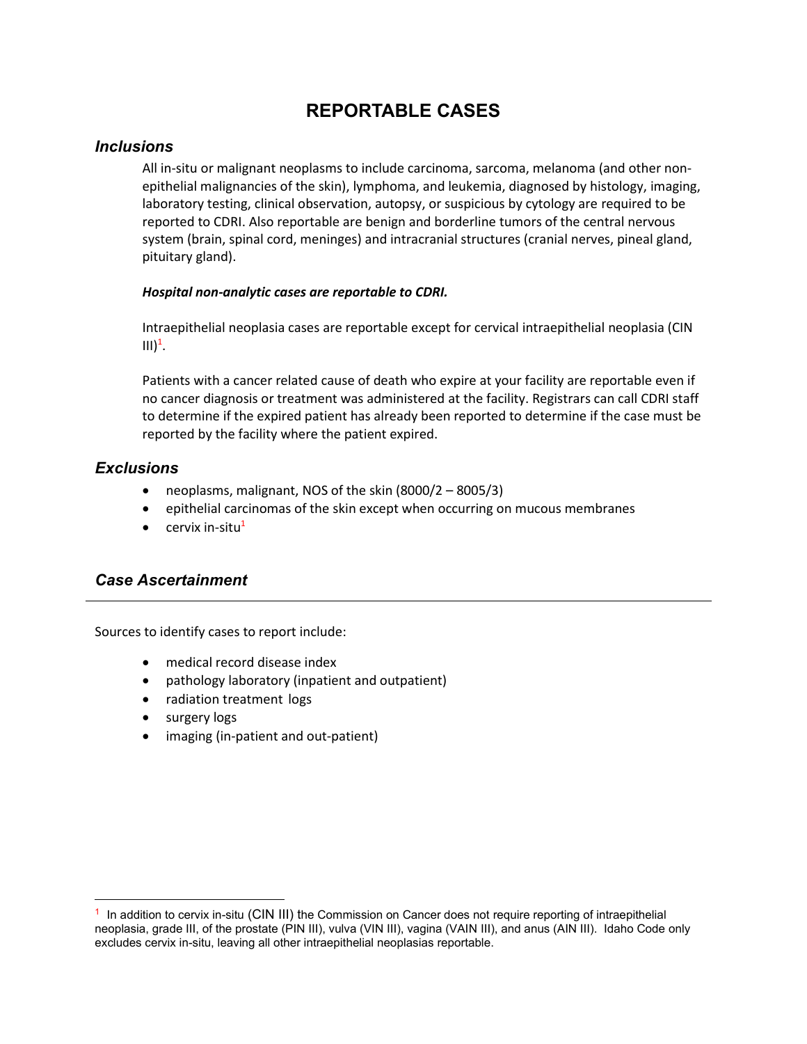# REPORTABLE CASES

## *Inclusions*

All in-situ or malignant neoplasms to include carcinoma, sarcoma, melanoma (and other non-epithelial malignancies of the skin), lymphoma, and leukemia, diagnosed by histology, imaging, laboratory testing, clinical observation, autopsy, or suspicious by cytology are required to be reported to CDRI. Also reportable are benign and borderline tumors of the central nervous system (brain, spinal cord, meninges) and intracranial structures (cranial nerves, pineal gland, pituitary gland).

***Hospital non-analytic cases are reportable to CDRI.***

Intraepithelial neoplasia cases are reportable except for cervical intraepithelial neoplasia (CIN III)[1].

Patients with a cancer related cause of death who expire at your facility are reportable even if no cancer diagnosis or treatment was administered at the facility. Registrars can call CDRI staff to determine if the expired patient has already been reported to determine if the case must be reported by the facility where the patient expired.

## *Exclusions*

- neoplasms, malignant, NOS of the skin (8000/2 – 8005/3)
- epithelial carcinomas of the skin except when occurring on mucous membranes
- cervix in-situ[1]

## *Case Ascertainment*

Sources to identify cases to report include:

- medical record disease index
- pathology laboratory (inpatient and outpatient)
- radiation treatment logs
- surgery logs
- imaging (in-patient and out-patient)

---

[1] In addition to cervix in-situ (CIN III) the Commission on Cancer does not require reporting of intraepithelial neoplasia, grade III, of the prostate (PIN III), vulva (VIN III), vagina (VAIN III), and anus (AIN III). Idaho Code only excludes cervix in-situ, leaving all other intraepithelial neoplasias reportable.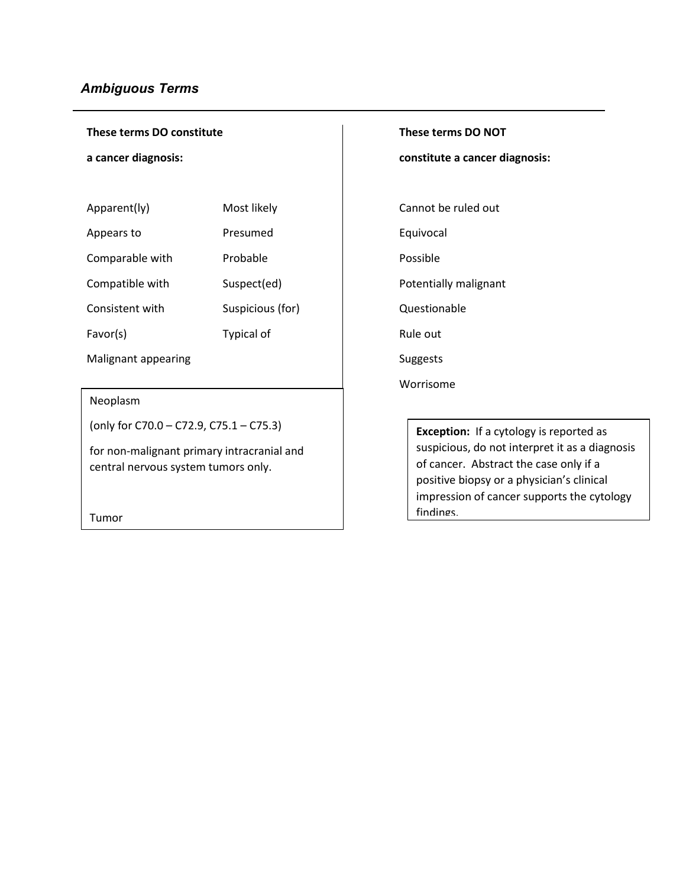## *Ambiguous Terms*

**These terms DO constitute a cancer diagnosis:**

- Apparent(ly)
- Appears to
- Comparable with
- Compatible with
- Consistent with
- Favor(s)
- Malignant appearing
- Most likely
- Presumed
- Probable
- Suspect(ed)
- Suspicious (for)
- Typical of

Neoplasm

(only for C70.0 – C72.9, C75.1 – C75.3)

for non-malignant primary intracranial and central nervous system tumors only.

Tumor

**These terms DO NOT constitute a cancer diagnosis:**

- Cannot be ruled out
- Equivocal
- Possible
- Potentially malignant
- Questionable
- Rule out
- Suggests
- Worrisome

**Exception:** If a cytology is reported as suspicious, do not interpret it as a diagnosis of cancer. Abstract the case only if a positive biopsy or a physician's clinical impression of cancer supports the cytology findings.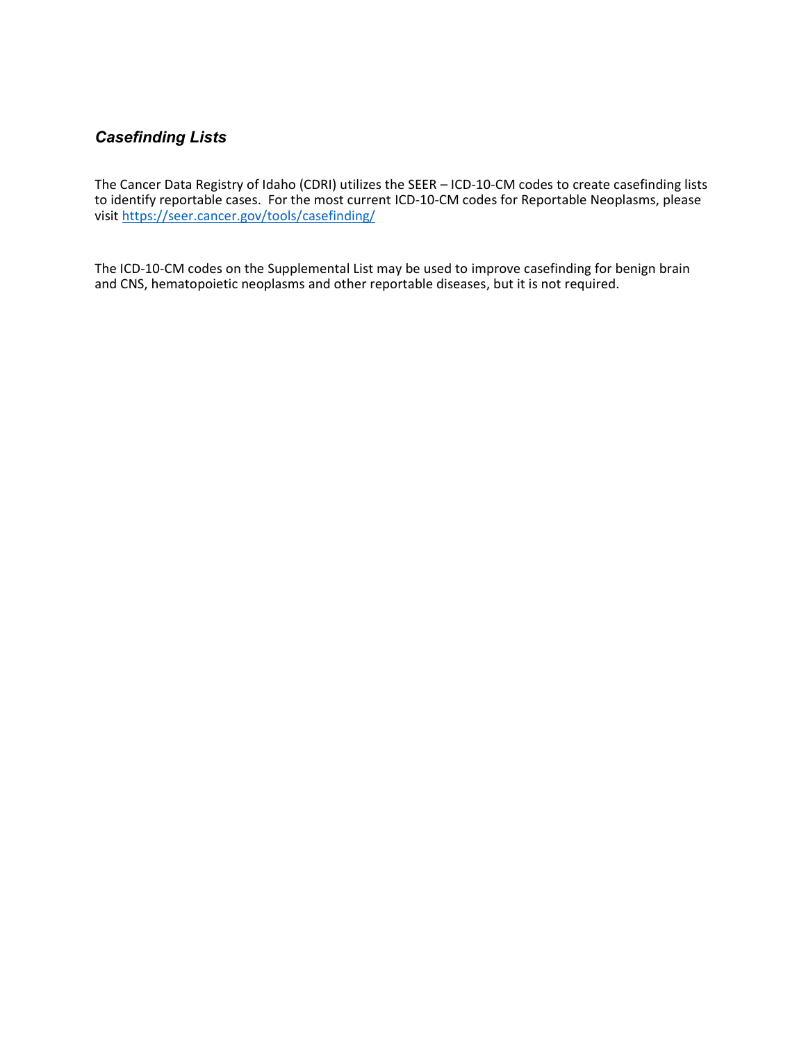## *Casefinding Lists*

The Cancer Data Registry of Idaho (CDRI) utilizes the SEER – ICD-10-CM codes to create casefinding lists to identify reportable cases. For the most current ICD-10-CM codes for Reportable Neoplasms, please visit [https://seer.cancer.gov/tools/casefinding/](https://seer.cancer.gov/tools/casefinding/)

The ICD-10-CM codes on the Supplemental List may be used to improve casefinding for benign brain and CNS, hematopoietic neoplasms and other reportable diseases, but it is not required.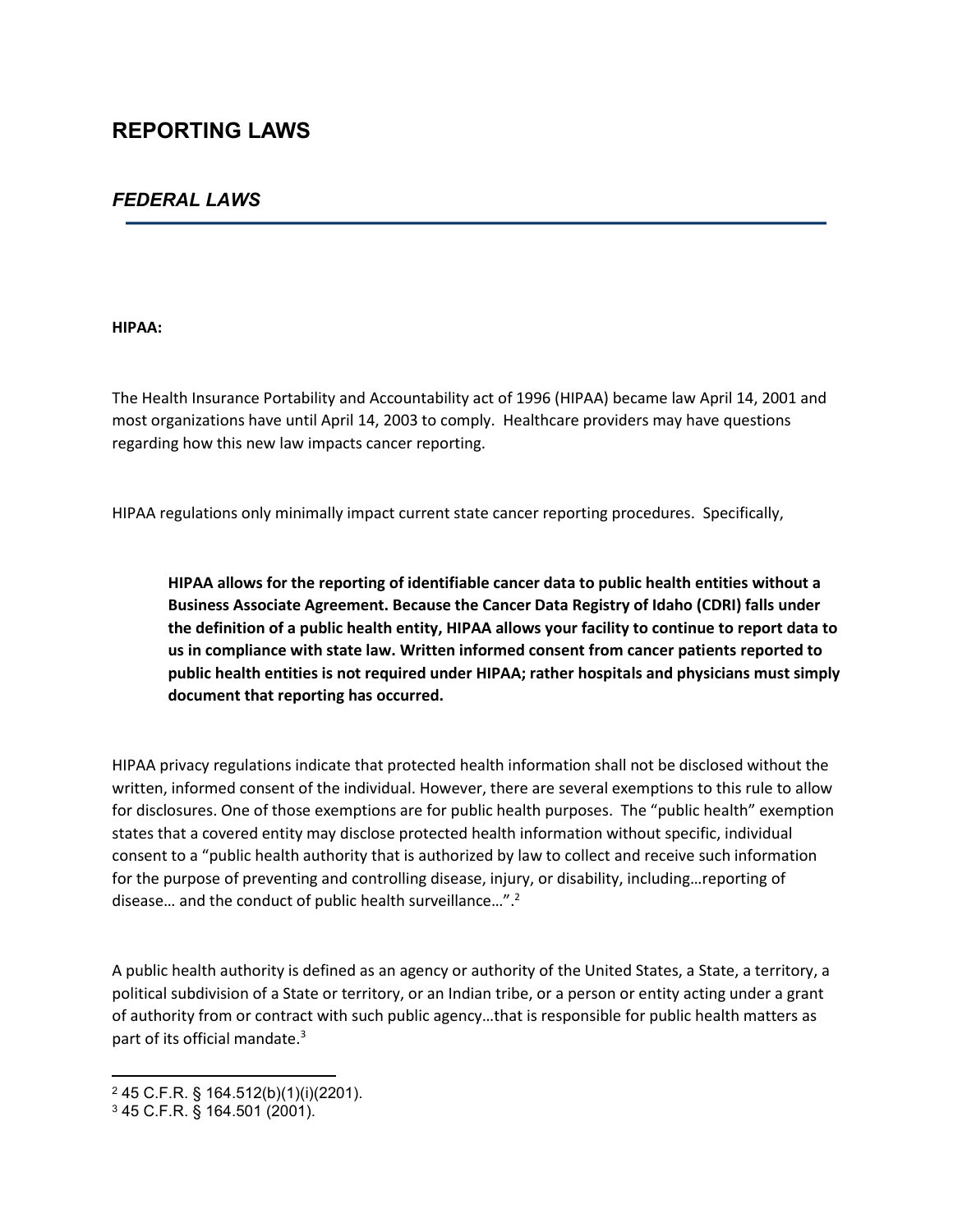# REPORTING LAWS

## *FEDERAL LAWS*

**HIPAA:**

The Health Insurance Portability and Accountability act of 1996 (HIPAA) became law April 14, 2001 and most organizations have until April 14, 2003 to comply. Healthcare providers may have questions regarding how this new law impacts cancer reporting.

HIPAA regulations only minimally impact current state cancer reporting procedures. Specifically,

> **HIPAA allows for the reporting of identifiable cancer data to public health entities without a Business Associate Agreement. Because the Cancer Data Registry of Idaho (CDRI) falls under the definition of a public health entity, HIPAA allows your facility to continue to report data to us in compliance with state law. Written informed consent from cancer patients reported to public health entities is not required under HIPAA; rather hospitals and physicians must simply document that reporting has occurred.**

HIPAA privacy regulations indicate that protected health information shall not be disclosed without the written, informed consent of the individual. However, there are several exemptions to this rule to allow for disclosures. One of those exemptions are for public health purposes. The "public health" exemption states that a covered entity may disclose protected health information without specific, individual consent to a "public health authority that is authorized by law to collect and receive such information for the purpose of preventing and controlling disease, injury, or disability, including…reporting of disease… and the conduct of public health surveillance…".[2]

A public health authority is defined as an agency or authority of the United States, a State, a territory, a political subdivision of a State or territory, or an Indian tribe, or a person or entity acting under a grant of authority from or contract with such public agency…that is responsible for public health matters as part of its official mandate.[3]

---

[2] 45 C.F.R. § 164.512(b)(1)(i)(2201).

[3] 45 C.F.R. § 164.501 (2001).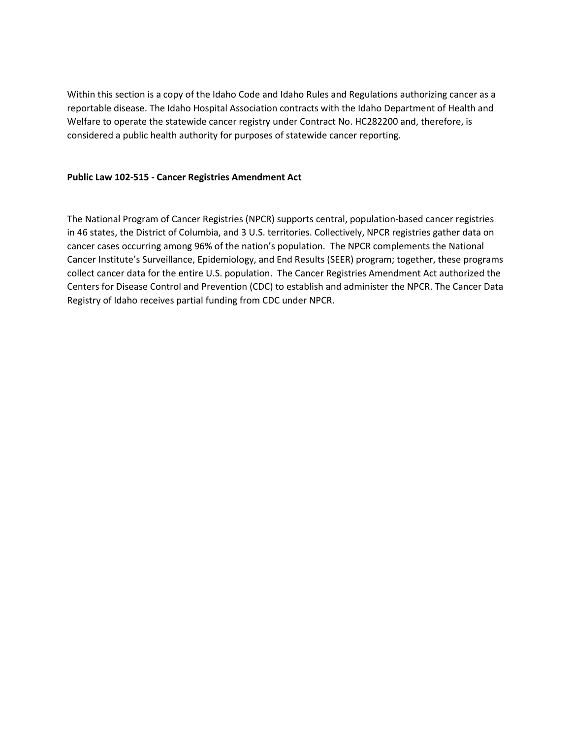Within this section is a copy of the Idaho Code and Idaho Rules and Regulations authorizing cancer as a reportable disease. The Idaho Hospital Association contracts with the Idaho Department of Health and Welfare to operate the statewide cancer registry under Contract No. HC282200 and, therefore, is considered a public health authority for purposes of statewide cancer reporting.

**Public Law 102-515 - Cancer Registries Amendment Act**

The National Program of Cancer Registries (NPCR) supports central, population-based cancer registries in 46 states, the District of Columbia, and 3 U.S. territories. Collectively, NPCR registries gather data on cancer cases occurring among 96% of the nation's population. The NPCR complements the National Cancer Institute's Surveillance, Epidemiology, and End Results (SEER) program; together, these programs collect cancer data for the entire U.S. population. The Cancer Registries Amendment Act authorized the Centers for Disease Control and Prevention (CDC) to establish and administer the NPCR. The Cancer Data Registry of Idaho receives partial funding from CDC under NPCR.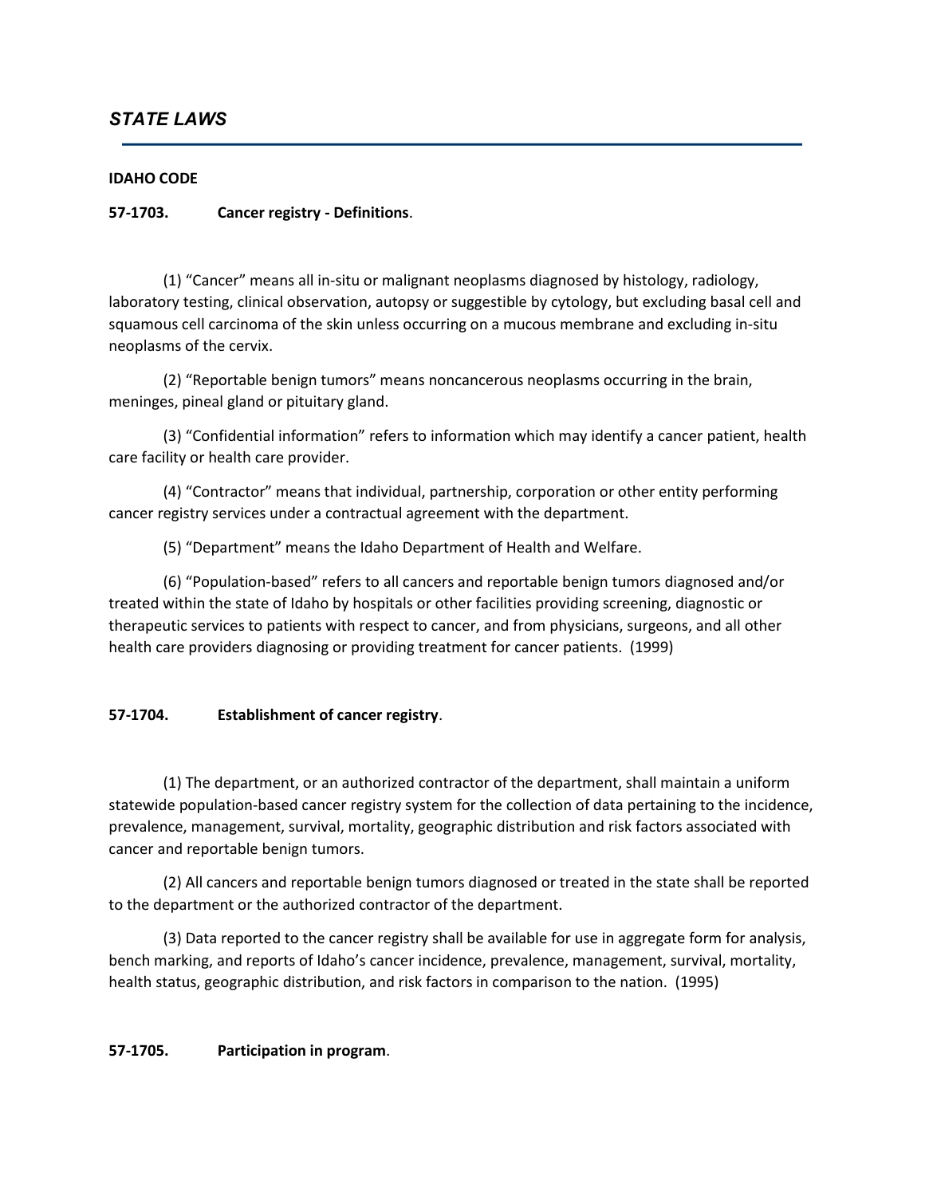## *STATE LAWS*

**IDAHO CODE**

**57-1703. Cancer registry - Definitions**.

(1) "Cancer" means all in-situ or malignant neoplasms diagnosed by histology, radiology, laboratory testing, clinical observation, autopsy or suggestible by cytology, but excluding basal cell and squamous cell carcinoma of the skin unless occurring on a mucous membrane and excluding in-situ neoplasms of the cervix.

(2) "Reportable benign tumors" means noncancerous neoplasms occurring in the brain, meninges, pineal gland or pituitary gland.

(3) "Confidential information" refers to information which may identify a cancer patient, health care facility or health care provider.

(4) "Contractor" means that individual, partnership, corporation or other entity performing cancer registry services under a contractual agreement with the department.

(5) "Department" means the Idaho Department of Health and Welfare.

(6) "Population-based" refers to all cancers and reportable benign tumors diagnosed and/or treated within the state of Idaho by hospitals or other facilities providing screening, diagnostic or therapeutic services to patients with respect to cancer, and from physicians, surgeons, and all other health care providers diagnosing or providing treatment for cancer patients. (1999)

**57-1704. Establishment of cancer registry**.

(1) The department, or an authorized contractor of the department, shall maintain a uniform statewide population-based cancer registry system for the collection of data pertaining to the incidence, prevalence, management, survival, mortality, geographic distribution and risk factors associated with cancer and reportable benign tumors.

(2) All cancers and reportable benign tumors diagnosed or treated in the state shall be reported to the department or the authorized contractor of the department.

(3) Data reported to the cancer registry shall be available for use in aggregate form for analysis, bench marking, and reports of Idaho's cancer incidence, prevalence, management, survival, mortality, health status, geographic distribution, and risk factors in comparison to the nation. (1995)

**57-1705. Participation in program**.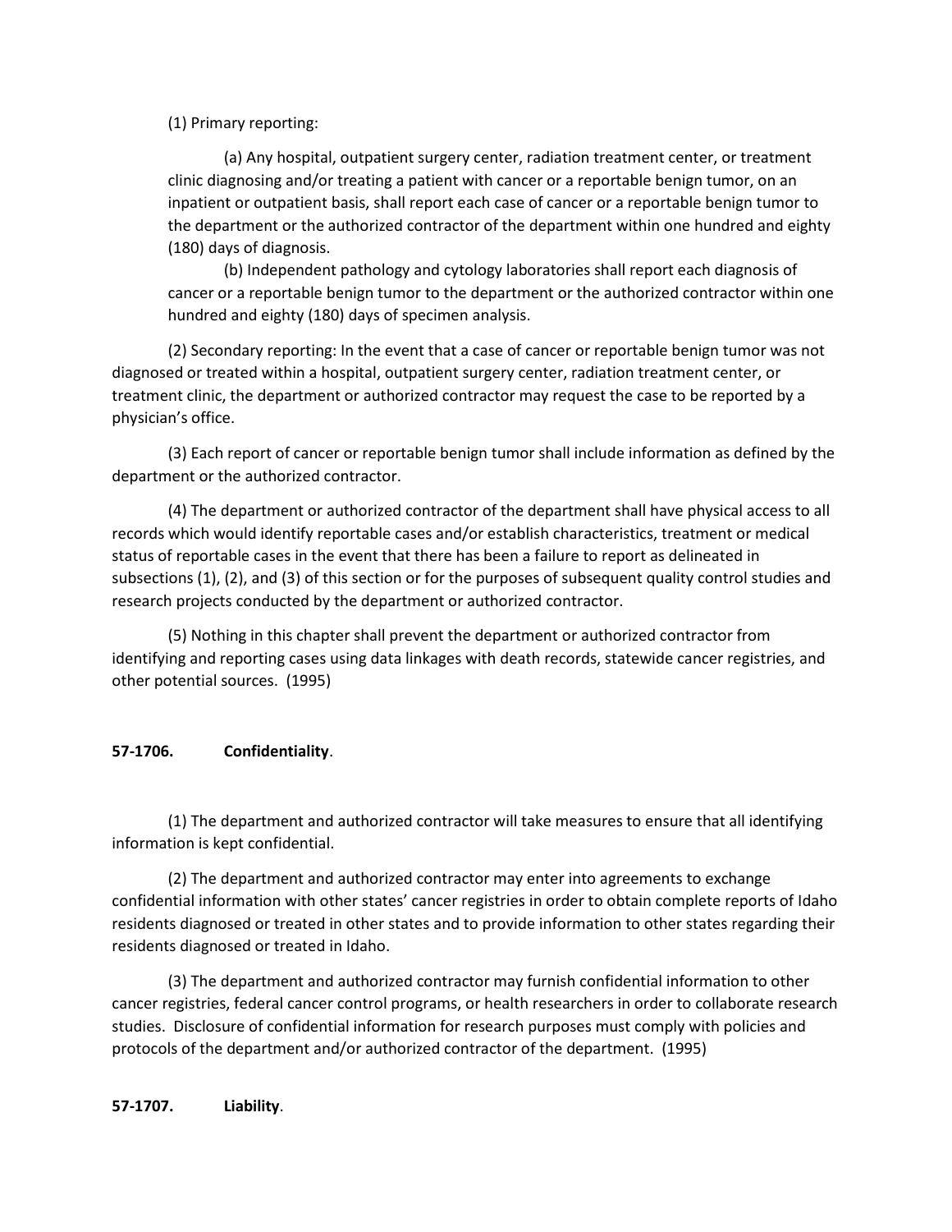(1) Primary reporting:

(a) Any hospital, outpatient surgery center, radiation treatment center, or treatment clinic diagnosing and/or treating a patient with cancer or a reportable benign tumor, on an inpatient or outpatient basis, shall report each case of cancer or a reportable benign tumor to the department or the authorized contractor of the department within one hundred and eighty (180) days of diagnosis.

(b) Independent pathology and cytology laboratories shall report each diagnosis of cancer or a reportable benign tumor to the department or the authorized contractor within one hundred and eighty (180) days of specimen analysis.

(2) Secondary reporting: In the event that a case of cancer or reportable benign tumor was not diagnosed or treated within a hospital, outpatient surgery center, radiation treatment center, or treatment clinic, the department or authorized contractor may request the case to be reported by a physician's office.

(3) Each report of cancer or reportable benign tumor shall include information as defined by the department or the authorized contractor.

(4) The department or authorized contractor of the department shall have physical access to all records which would identify reportable cases and/or establish characteristics, treatment or medical status of reportable cases in the event that there has been a failure to report as delineated in subsections (1), (2), and (3) of this section or for the purposes of subsequent quality control studies and research projects conducted by the department or authorized contractor.

(5) Nothing in this chapter shall prevent the department or authorized contractor from identifying and reporting cases using data linkages with death records, statewide cancer registries, and other potential sources. (1995)

**57-1706. Confidentiality**.

(1) The department and authorized contractor will take measures to ensure that all identifying information is kept confidential.

(2) The department and authorized contractor may enter into agreements to exchange confidential information with other states' cancer registries in order to obtain complete reports of Idaho residents diagnosed or treated in other states and to provide information to other states regarding their residents diagnosed or treated in Idaho.

(3) The department and authorized contractor may furnish confidential information to other cancer registries, federal cancer control programs, or health researchers in order to collaborate research studies. Disclosure of confidential information for research purposes must comply with policies and protocols of the department and/or authorized contractor of the department. (1995)

**57-1707. Liability**.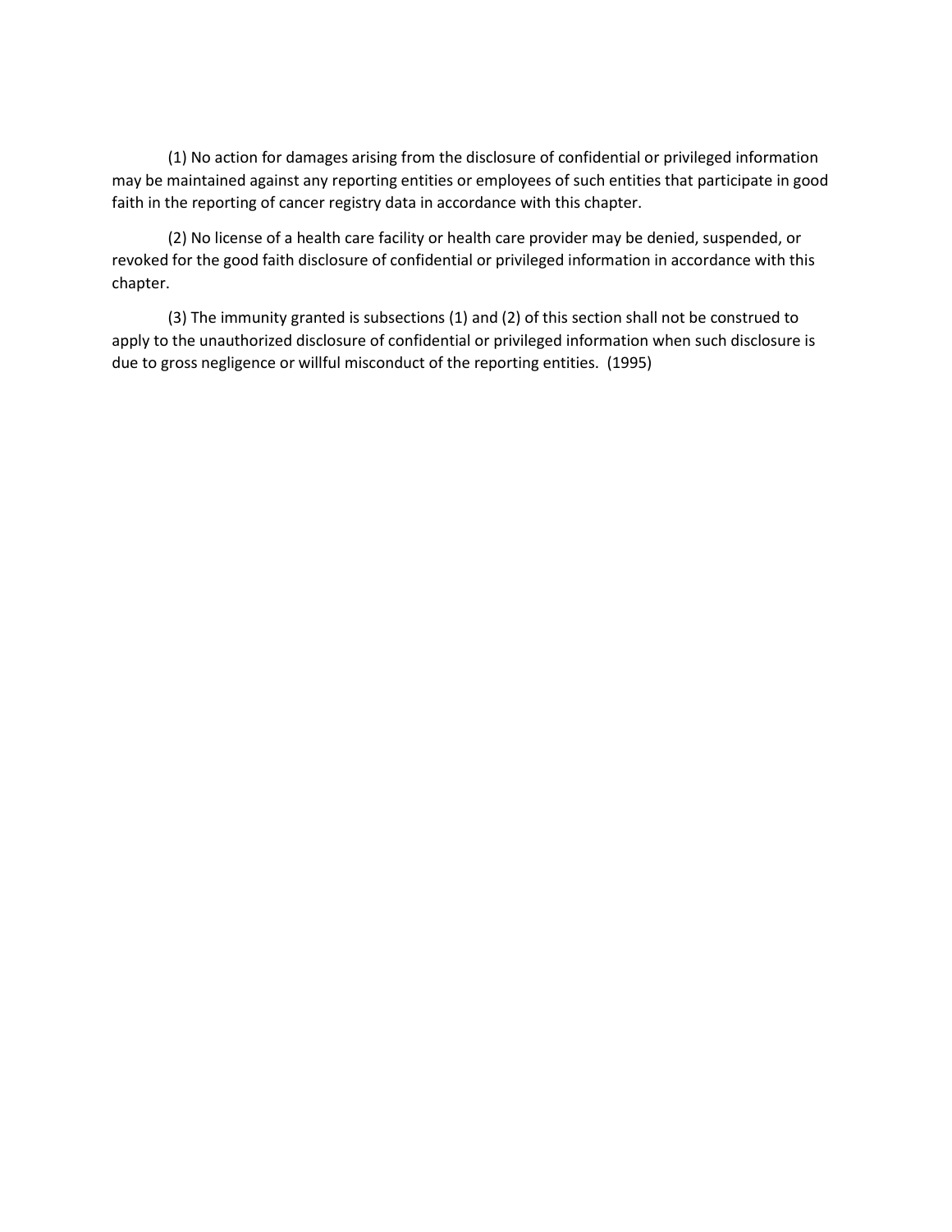(1) No action for damages arising from the disclosure of confidential or privileged information may be maintained against any reporting entities or employees of such entities that participate in good faith in the reporting of cancer registry data in accordance with this chapter.

(2) No license of a health care facility or health care provider may be denied, suspended, or revoked for the good faith disclosure of confidential or privileged information in accordance with this chapter.

(3) The immunity granted is subsections (1) and (2) of this section shall not be construed to apply to the unauthorized disclosure of confidential or privileged information when such disclosure is due to gross negligence or willful misconduct of the reporting entities. (1995)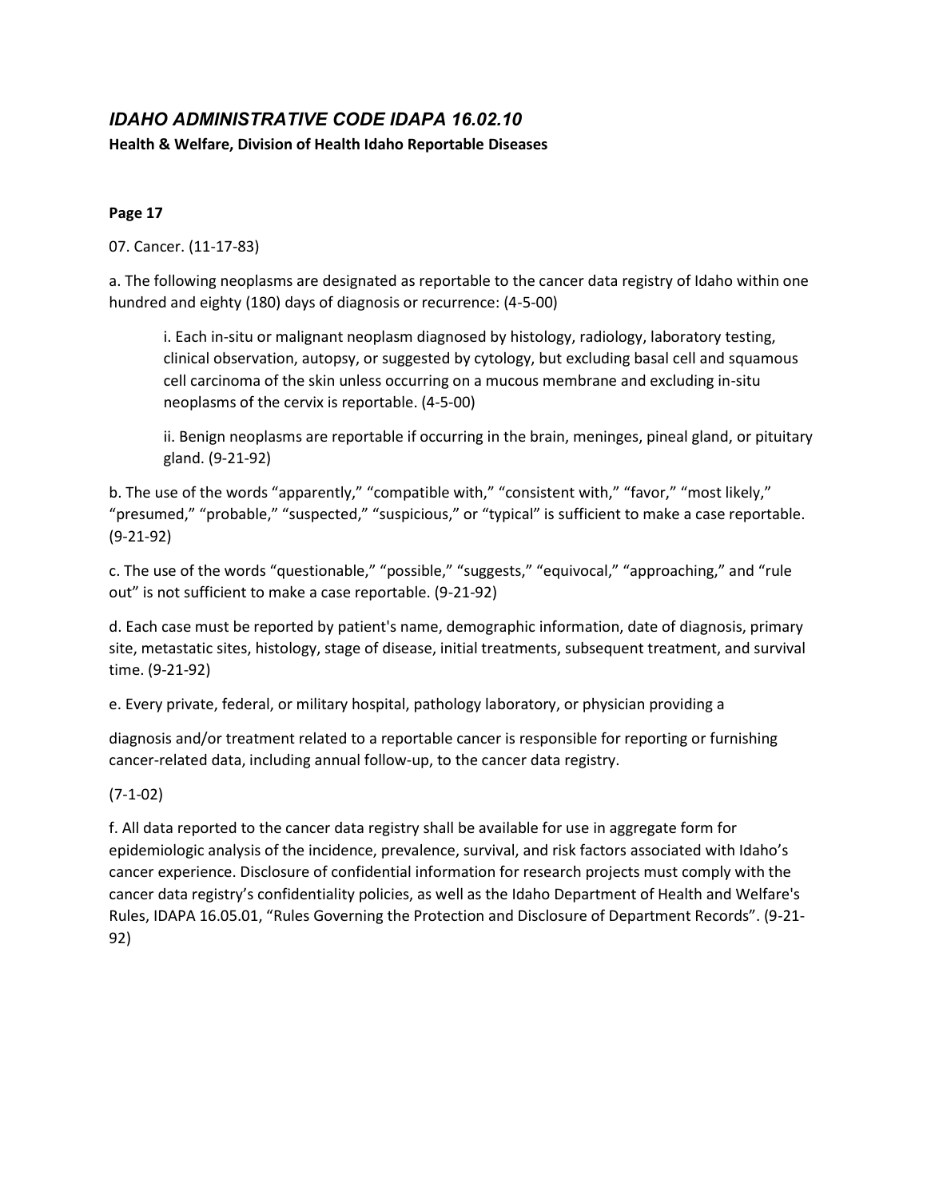## *IDAHO ADMINISTRATIVE CODE IDAPA 16.02.10*

**Health & Welfare, Division of Health Idaho Reportable Diseases**

**Page 17**

07. Cancer. (11-17-83)

a. The following neoplasms are designated as reportable to the cancer data registry of Idaho within one hundred and eighty (180) days of diagnosis or recurrence: (4-5-00)

> i. Each in-situ or malignant neoplasm diagnosed by histology, radiology, laboratory testing, clinical observation, autopsy, or suggested by cytology, but excluding basal cell and squamous cell carcinoma of the skin unless occurring on a mucous membrane and excluding in-situ neoplasms of the cervix is reportable. (4-5-00)
>
> ii. Benign neoplasms are reportable if occurring in the brain, meninges, pineal gland, or pituitary gland. (9-21-92)

b. The use of the words "apparently," "compatible with," "consistent with," "favor," "most likely," "presumed," "probable," "suspected," "suspicious," or "typical" is sufficient to make a case reportable. (9-21-92)

c. The use of the words "questionable," "possible," "suggests," "equivocal," "approaching," and "rule out" is not sufficient to make a case reportable. (9-21-92)

d. Each case must be reported by patient's name, demographic information, date of diagnosis, primary site, metastatic sites, histology, stage of disease, initial treatments, subsequent treatment, and survival time. (9-21-92)

e. Every private, federal, or military hospital, pathology laboratory, or physician providing a

diagnosis and/or treatment related to a reportable cancer is responsible for reporting or furnishing cancer-related data, including annual follow-up, to the cancer data registry.

(7-1-02)

f. All data reported to the cancer data registry shall be available for use in aggregate form for epidemiologic analysis of the incidence, prevalence, survival, and risk factors associated with Idaho's cancer experience. Disclosure of confidential information for research projects must comply with the cancer data registry's confidentiality policies, as well as the Idaho Department of Health and Welfare's Rules, IDAPA 16.05.01, "Rules Governing the Protection and Disclosure of Department Records". (9-21-92)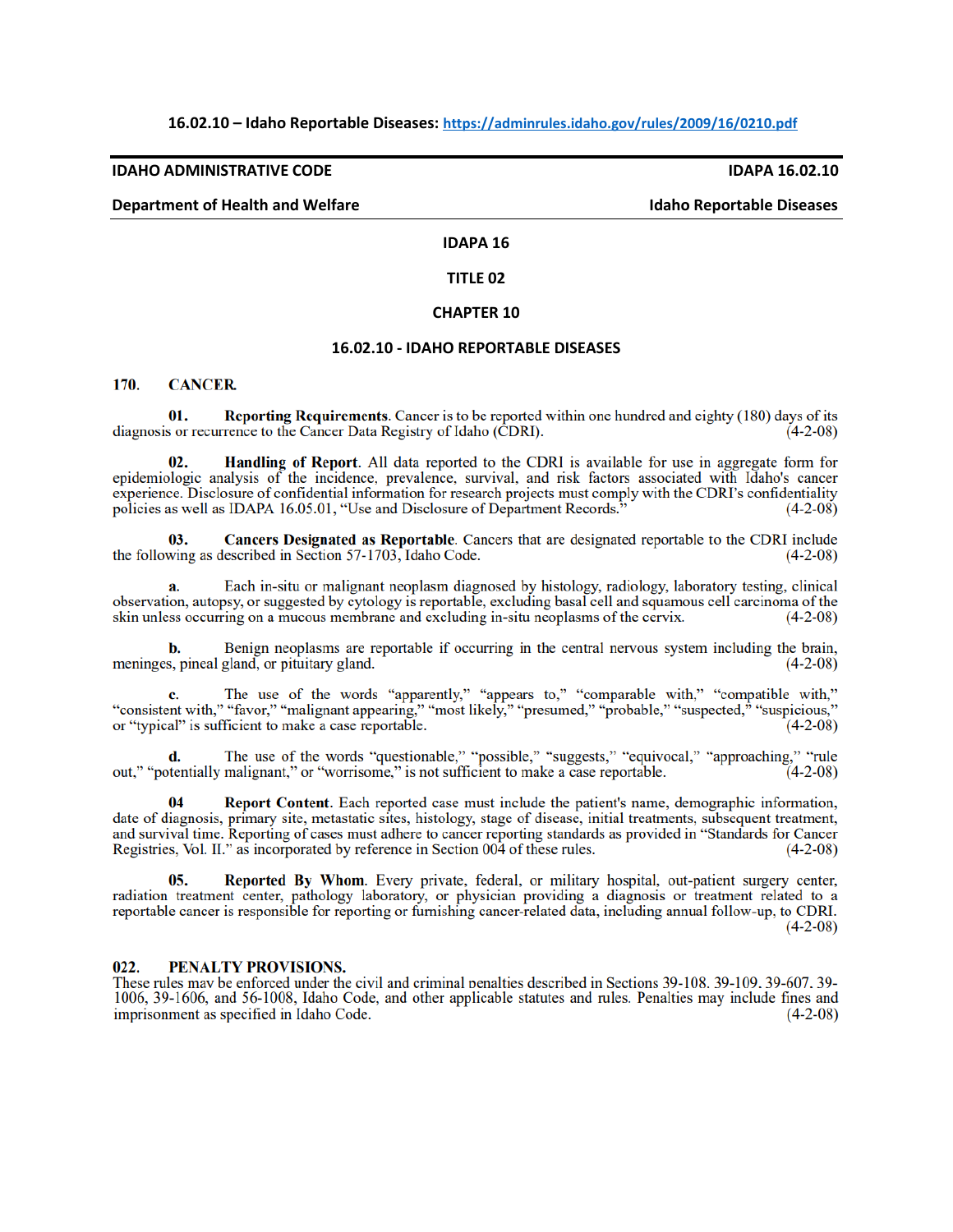**16.02.10 – Idaho Reportable Diseases:** [https://adminrules.idaho.gov/rules/2009/16/0210.pdf](https://adminrules.idaho.gov/rules/2009/16/0210.pdf)

**IDAHO ADMINISTRATIVE CODE** **IDAPA 16.02.10**

**Department of Health and Welfare** **Idaho Reportable Diseases**

## IDAPA 16

## TITLE 02

## CHAPTER 10

## 16.02.10 - IDAHO REPORTABLE DISEASES

### 170. CANCER.

**01. Reporting Requirements**. Cancer is to be reported within one hundred and eighty (180) days of its diagnosis or recurrence to the Cancer Data Registry of Idaho (CDRI). (4-2-08)

**02. Handling of Report**. All data reported to the CDRI is available for use in aggregate form for epidemiologic analysis of the incidence, prevalence, survival, and risk factors associated with Idaho's cancer experience. Disclosure of confidential information for research projects must comply with the CDRI's confidentiality policies as well as IDAPA 16.05.01, "Use and Disclosure of Department Records." (4-2-08)

**03. Cancers Designated as Reportable**. Cancers that are designated reportable to the CDRI include the following as described in Section 57-1703, Idaho Code. (4-2-08)

**a.** Each in-situ or malignant neoplasm diagnosed by histology, radiology, laboratory testing, clinical observation, autopsy, or suggested by cytology is reportable, excluding basal cell and squamous cell carcinoma of the skin unless occurring on a mucous membrane and excluding in-situ neoplasms of the cervix. (4-2-08)

**b.** Benign neoplasms are reportable if occurring in the central nervous system including the brain, meninges, pineal gland, or pituitary gland. (4-2-08)

**c.** The use of the words "apparently," "appears to," "comparable with," "compatible with," "consistent with," "favor," "malignant appearing," "most likely," "presumed," "probable," "suspected," "suspicious," or "typical" is sufficient to make a case reportable. (4-2-08)

**d.** The use of the words "questionable," "possible," "suggests," "equivocal," "approaching," "rule out," "potentially malignant," or "worrisome," is not sufficient to make a case reportable. (4-2-08)

**04 Report Content**. Each reported case must include the patient's name, demographic information, date of diagnosis, primary site, metastatic sites, histology, stage of disease, initial treatments, subsequent treatment, and survival time. Reporting of cases must adhere to cancer reporting standards as provided in "Standards for Cancer Registries, Vol. II." as incorporated by reference in Section 004 of these rules. (4-2-08)

**05. Reported By Whom**. Every private, federal, or military hospital, out-patient surgery center, radiation treatment center, pathology laboratory, or physician providing a diagnosis or treatment related to a reportable cancer is responsible for reporting or furnishing cancer-related data, including annual follow-up, to CDRI. (4-2-08)

### 022. PENALTY PROVISIONS.

These rules may be enforced under the civil and criminal penalties described in Sections 39-108, 39-109, 39-607, 39-1006, 39-1606, and 56-1008, Idaho Code, and other applicable statutes and rules. Penalties may include fines and imprisonment as specified in Idaho Code. (4-2-08)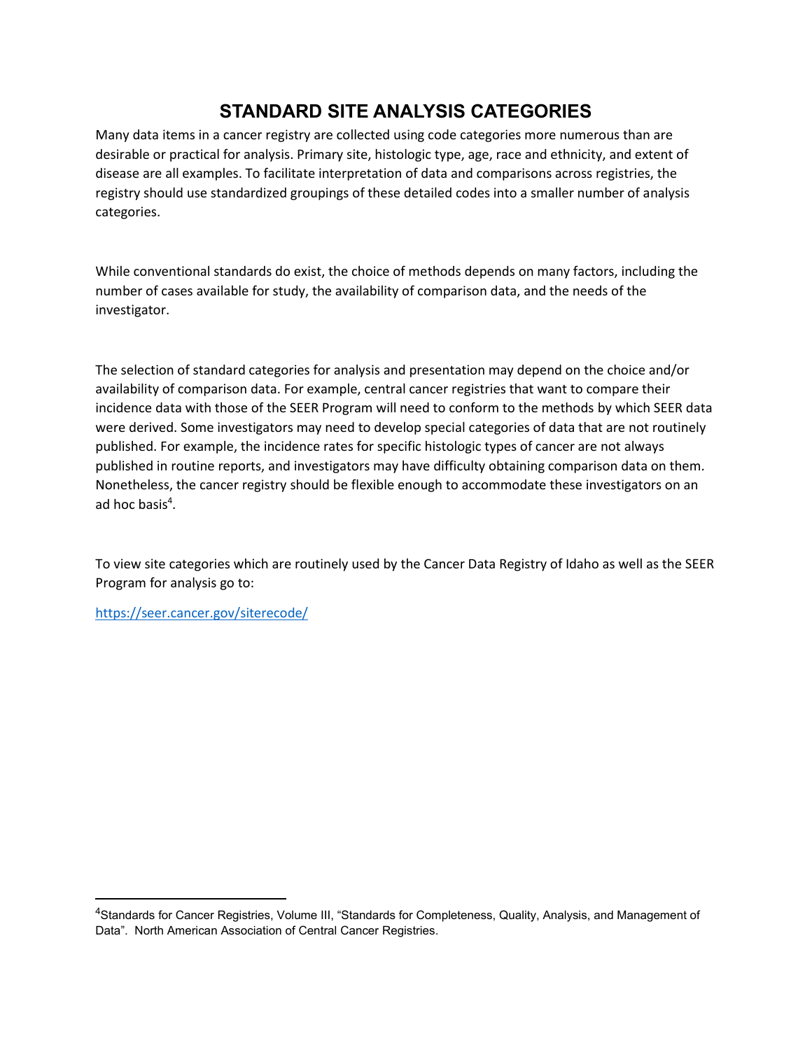# STANDARD SITE ANALYSIS CATEGORIES

Many data items in a cancer registry are collected using code categories more numerous than are desirable or practical for analysis. Primary site, histologic type, age, race and ethnicity, and extent of disease are all examples. To facilitate interpretation of data and comparisons across registries, the registry should use standardized groupings of these detailed codes into a smaller number of analysis categories.

While conventional standards do exist, the choice of methods depends on many factors, including the number of cases available for study, the availability of comparison data, and the needs of the investigator.

The selection of standard categories for analysis and presentation may depend on the choice and/or availability of comparison data. For example, central cancer registries that want to compare their incidence data with those of the SEER Program will need to conform to the methods by which SEER data were derived. Some investigators may need to develop special categories of data that are not routinely published. For example, the incidence rates for specific histologic types of cancer are not always published in routine reports, and investigators may have difficulty obtaining comparison data on them. Nonetheless, the cancer registry should be flexible enough to accommodate these investigators on an ad hoc basis[4].

To view site categories which are routinely used by the Cancer Data Registry of Idaho as well as the SEER Program for analysis go to:

https://seer.cancer.gov/siterecode/

[4]Standards for Cancer Registries, Volume III, "Standards for Completeness, Quality, Analysis, and Management of Data". North American Association of Central Cancer Registries.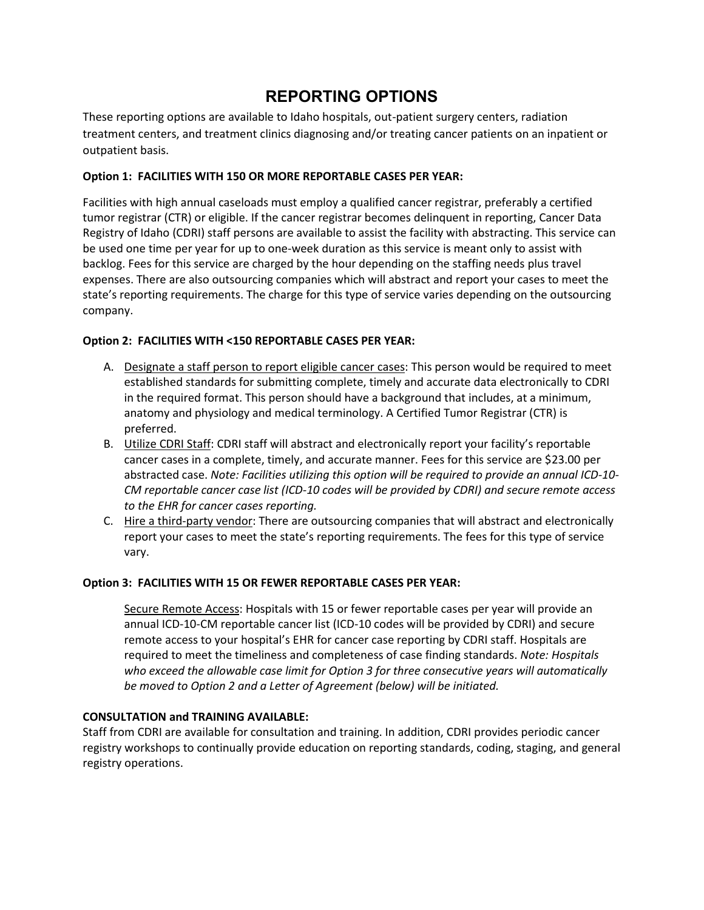# REPORTING OPTIONS

These reporting options are available to Idaho hospitals, out-patient surgery centers, radiation treatment centers, and treatment clinics diagnosing and/or treating cancer patients on an inpatient or outpatient basis.

**Option 1: FACILITIES WITH 150 OR MORE REPORTABLE CASES PER YEAR:**

Facilities with high annual caseloads must employ a qualified cancer registrar, preferably a certified tumor registrar (CTR) or eligible. If the cancer registrar becomes delinquent in reporting, Cancer Data Registry of Idaho (CDRI) staff persons are available to assist the facility with abstracting. This service can be used one time per year for up to one-week duration as this service is meant only to assist with backlog. Fees for this service are charged by the hour depending on the staffing needs plus travel expenses. There are also outsourcing companies which will abstract and report your cases to meet the state's reporting requirements. The charge for this type of service varies depending on the outsourcing company.

**Option 2: FACILITIES WITH <150 REPORTABLE CASES PER YEAR:**

A. <u>Designate a staff person to report eligible cancer cases</u>: This person would be required to meet established standards for submitting complete, timely and accurate data electronically to CDRI in the required format. This person should have a background that includes, at a minimum, anatomy and physiology and medical terminology. A Certified Tumor Registrar (CTR) is preferred.
B. <u>Utilize CDRI Staff</u>: CDRI staff will abstract and electronically report your facility's reportable cancer cases in a complete, timely, and accurate manner. Fees for this service are $23.00 per abstracted case. *Note: Facilities utilizing this option will be required to provide an annual ICD-10-CM reportable cancer case list (ICD-10 codes will be provided by CDRI) and secure remote access to the EHR for cancer cases reporting.*
C. <u>Hire a third-party vendor</u>: There are outsourcing companies that will abstract and electronically report your cases to meet the state's reporting requirements. The fees for this type of service vary.

**Option 3: FACILITIES WITH 15 OR FEWER REPORTABLE CASES PER YEAR:**

<u>Secure Remote Access</u>: Hospitals with 15 or fewer reportable cases per year will provide an annual ICD-10-CM reportable cancer list (ICD-10 codes will be provided by CDRI) and secure remote access to your hospital's EHR for cancer case reporting by CDRI staff. Hospitals are required to meet the timeliness and completeness of case finding standards. *Note: Hospitals who exceed the allowable case limit for Option 3 for three consecutive years will automatically be moved to Option 2 and a Letter of Agreement (below) will be initiated.*

**CONSULTATION and TRAINING AVAILABLE:**

Staff from CDRI are available for consultation and training. In addition, CDRI provides periodic cancer registry workshops to continually provide education on reporting standards, coding, staging, and general registry operations.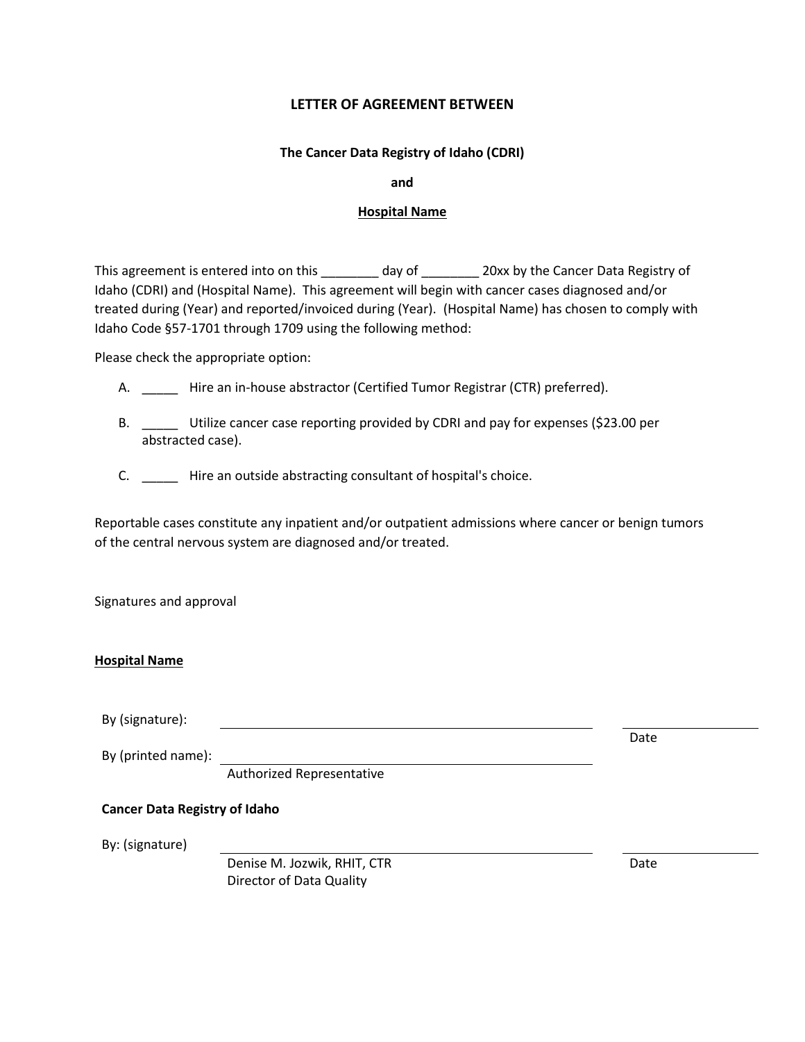# LETTER OF AGREEMENT BETWEEN

**The Cancer Data Registry of Idaho (CDRI)**

**and**

**Hospital Name**

This agreement is entered into on this ________ day of ________ 20xx by the Cancer Data Registry of Idaho (CDRI) and (Hospital Name). This agreement will begin with cancer cases diagnosed and/or treated during (Year) and reported/invoiced during (Year). (Hospital Name) has chosen to comply with Idaho Code §57-1701 through 1709 using the following method:

Please check the appropriate option:

A. _____ Hire an in-house abstractor (Certified Tumor Registrar (CTR) preferred).

B. _____ Utilize cancer case reporting provided by CDRI and pay for expenses ($23.00 per abstracted case).

C. _____ Hire an outside abstracting consultant of hospital's choice.

Reportable cases constitute any inpatient and/or outpatient admissions where cancer or benign tumors of the central nervous system are diagnosed and/or treated.

Signatures and approval

**Hospital Name**

By (signature): ______________________________ ____________ Date

By (printed name): ______________________________
Authorized Representative

**Cancer Data Registry of Idaho**

By: (signature) ______________________________ ____________ Date
Denise M. Jozwik, RHIT, CTR
Director of Data Quality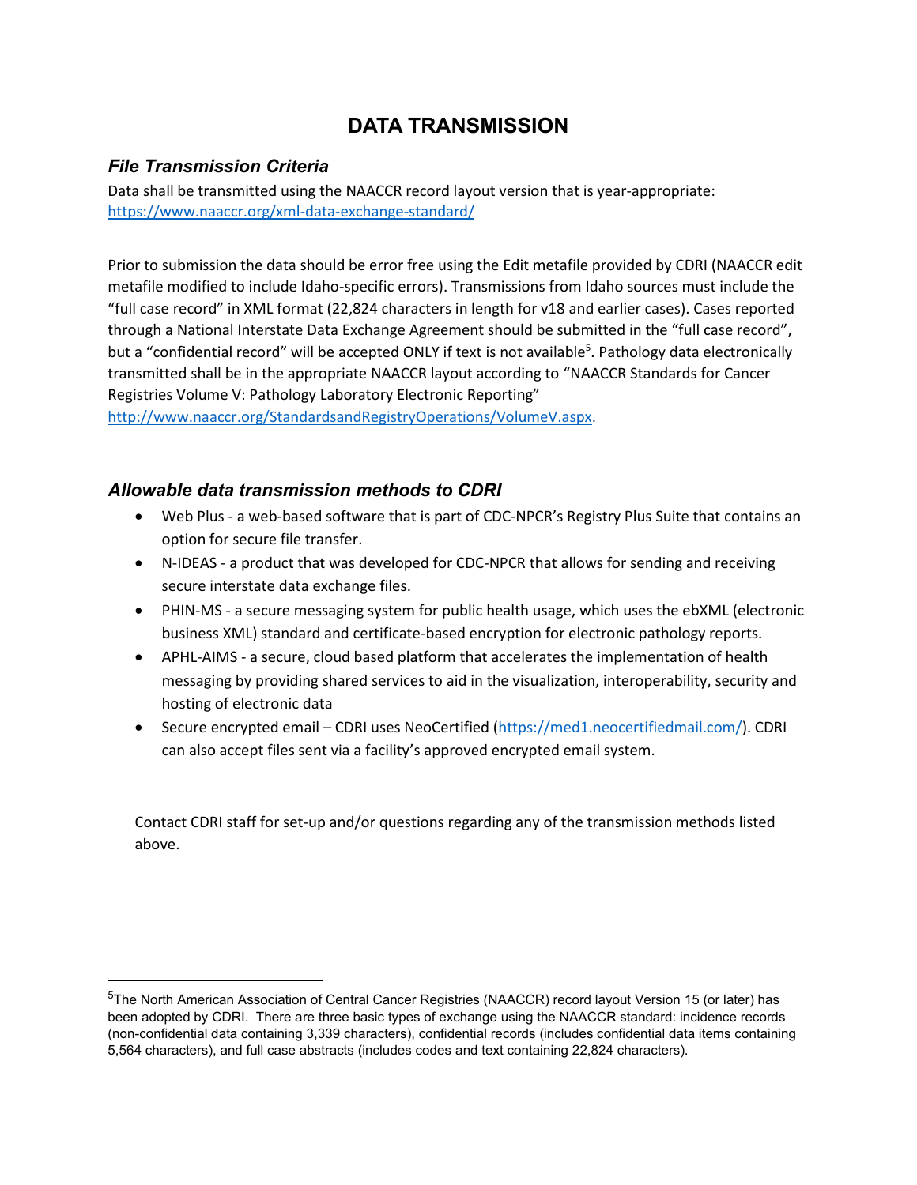# DATA TRANSMISSION

## *File Transmission Criteria*

Data shall be transmitted using the NAACCR record layout version that is year-appropriate: https://www.naaccr.org/xml-data-exchange-standard/

Prior to submission the data should be error free using the Edit metafile provided by CDRI (NAACCR edit metafile modified to include Idaho-specific errors). Transmissions from Idaho sources must include the "full case record" in XML format (22,824 characters in length for v18 and earlier cases). Cases reported through a National Interstate Data Exchange Agreement should be submitted in the "full case record", but a "confidential record" will be accepted ONLY if text is not available[5]. Pathology data electronically transmitted shall be in the appropriate NAACCR layout according to "NAACCR Standards for Cancer Registries Volume V: Pathology Laboratory Electronic Reporting" http://www.naaccr.org/StandardsandRegistryOperations/VolumeV.aspx.

## *Allowable data transmission methods to CDRI*

- Web Plus - a web-based software that is part of CDC-NPCR's Registry Plus Suite that contains an option for secure file transfer.
- N-IDEAS - a product that was developed for CDC-NPCR that allows for sending and receiving secure interstate data exchange files.
- PHIN-MS - a secure messaging system for public health usage, which uses the ebXML (electronic business XML) standard and certificate-based encryption for electronic pathology reports.
- APHL-AIMS - a secure, cloud based platform that accelerates the implementation of health messaging by providing shared services to aid in the visualization, interoperability, security and hosting of electronic data
- Secure encrypted email – CDRI uses NeoCertified (https://med1.neocertifiedmail.com/). CDRI can also accept files sent via a facility's approved encrypted email system.

Contact CDRI staff for set-up and/or questions regarding any of the transmission methods listed above.

---

[5]The North American Association of Central Cancer Registries (NAACCR) record layout Version 15 (or later) has been adopted by CDRI. There are three basic types of exchange using the NAACCR standard: incidence records (non-confidential data containing 3,339 characters), confidential records (includes confidential data items containing 5,564 characters), and full case abstracts (includes codes and text containing 22,824 characters).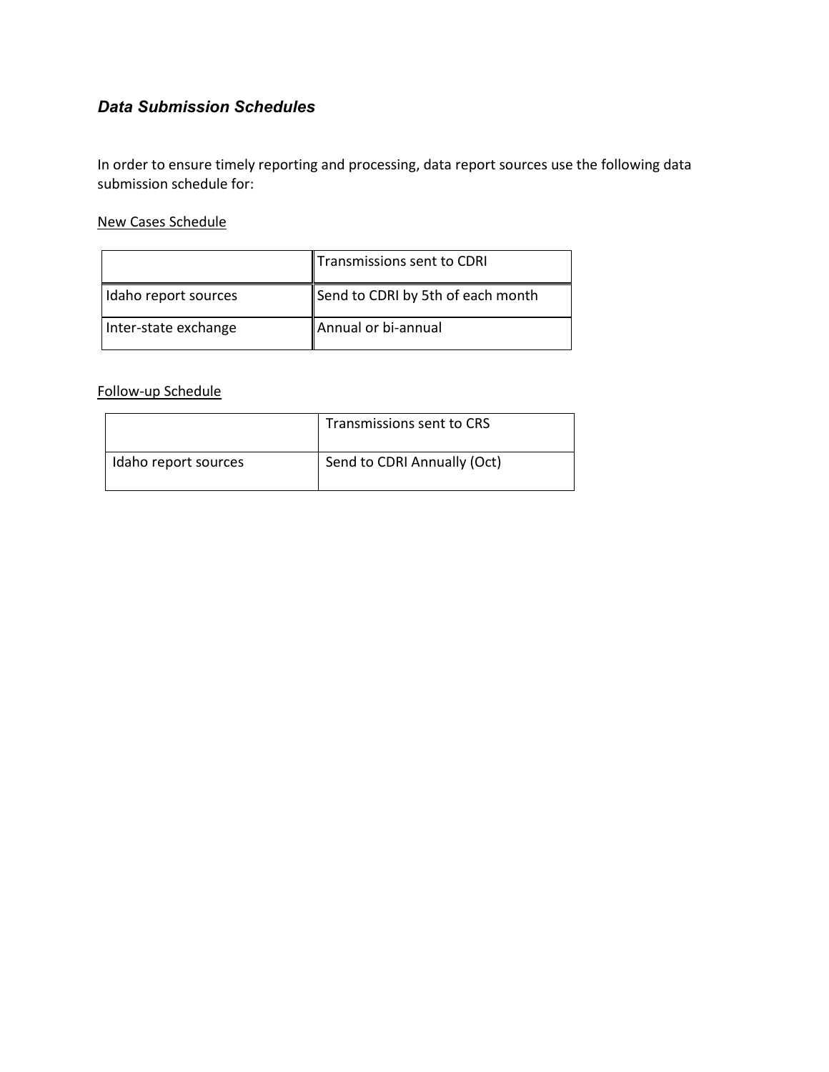### *Data Submission Schedules*

In order to ensure timely reporting and processing, data report sources use the following data submission schedule for:

<u>New Cases Schedule</u>

| | Transmissions sent to CDRI |
|---|---|
| Idaho report sources | Send to CDRI by 5th of each month |
| Inter-state exchange | Annual or bi-annual |

<u>Follow-up Schedule</u>

| | Transmissions sent to CRS |
|---|---|
| Idaho report sources | Send to CDRI Annually (Oct) |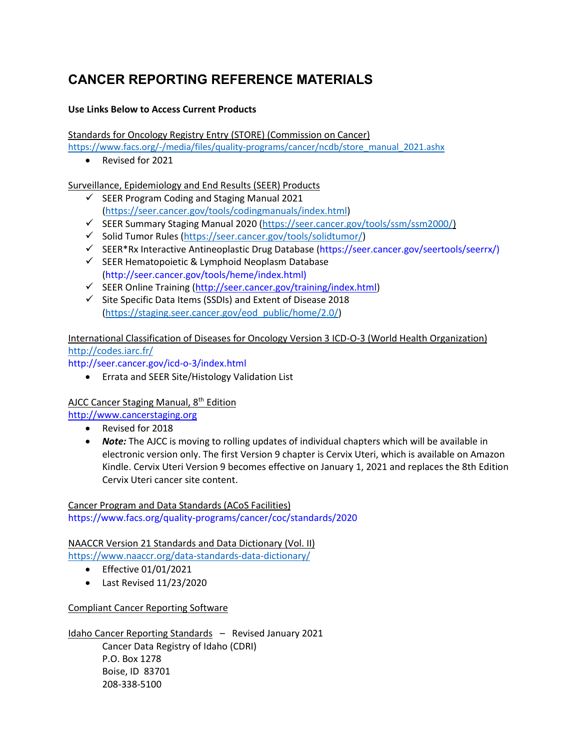# CANCER REPORTING REFERENCE MATERIALS

**Use Links Below to Access Current Products**

Standards for Oncology Registry Entry (STORE) (Commission on Cancer)
https://www.facs.org/-/media/files/quality-programs/cancer/ncdb/store_manual_2021.ashx

- Revised for 2021

Surveillance, Epidemiology and End Results (SEER) Products

- ✓ SEER Program Coding and Staging Manual 2021 (https://seer.cancer.gov/tools/codingmanuals/index.html)
- ✓ SEER Summary Staging Manual 2020 (https://seer.cancer.gov/tools/ssm/ssm2000/)
- ✓ Solid Tumor Rules (https://seer.cancer.gov/tools/solidtumor/)
- ✓ SEER*Rx Interactive Antineoplastic Drug Database (https://seer.cancer.gov/seertools/seerrx/)
- ✓ SEER Hematopoietic & Lymphoid Neoplasm Database (http://seer.cancer.gov/tools/heme/index.html)
- ✓ SEER Online Training (http://seer.cancer.gov/training/index.html)
- ✓ Site Specific Data Items (SSDIs) and Extent of Disease 2018 (https://staging.seer.cancer.gov/eod_public/home/2.0/)

International Classification of Diseases for Oncology Version 3 ICD-O-3 (World Health Organization)
http://codes.iarc.fr/
http://seer.cancer.gov/icd-o-3/index.html

- Errata and SEER Site/Histology Validation List

AJCC Cancer Staging Manual, 8th Edition
http://www.cancerstaging.org

- Revised for 2018
- ***Note:*** The AJCC is moving to rolling updates of individual chapters which will be available in electronic version only. The first Version 9 chapter is Cervix Uteri, which is available on Amazon Kindle. Cervix Uteri Version 9 becomes effective on January 1, 2021 and replaces the 8th Edition Cervix Uteri cancer site content.

Cancer Program and Data Standards (ACoS Facilities)
https://www.facs.org/quality-programs/cancer/coc/standards/2020

NAACCR Version 21 Standards and Data Dictionary (Vol. II)
https://www.naaccr.org/data-standards-data-dictionary/

- Effective 01/01/2021
- Last Revised 11/23/2020

Compliant Cancer Reporting Software

Idaho Cancer Reporting Standards – Revised January 2021

Cancer Data Registry of Idaho (CDRI)
P.O. Box 1278
Boise, ID 83701
208-338-5100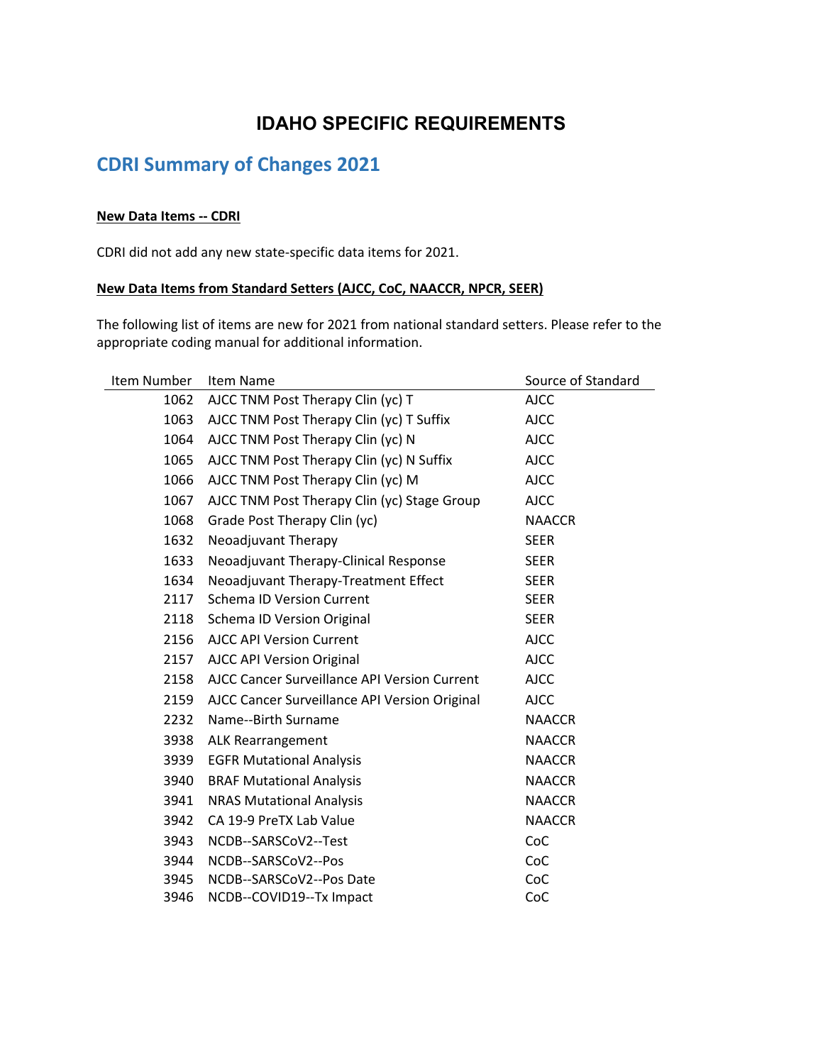# IDAHO SPECIFIC REQUIREMENTS

## CDRI Summary of Changes 2021

**New Data Items -- CDRI**

CDRI did not add any new state-specific data items for 2021.

**New Data Items from Standard Setters (AJCC, CoC, NAACCR, NPCR, SEER)**

The following list of items are new for 2021 from national standard setters. Please refer to the appropriate coding manual for additional information.

| Item Number | Item Name | Source of Standard |
|---|---|---|
| 1062 | AJCC TNM Post Therapy Clin (yc) T | AJCC |
| 1063 | AJCC TNM Post Therapy Clin (yc) T Suffix | AJCC |
| 1064 | AJCC TNM Post Therapy Clin (yc) N | AJCC |
| 1065 | AJCC TNM Post Therapy Clin (yc) N Suffix | AJCC |
| 1066 | AJCC TNM Post Therapy Clin (yc) M | AJCC |
| 1067 | AJCC TNM Post Therapy Clin (yc) Stage Group | AJCC |
| 1068 | Grade Post Therapy Clin (yc) | NAACCR |
| 1632 | Neoadjuvant Therapy | SEER |
| 1633 | Neoadjuvant Therapy-Clinical Response | SEER |
| 1634 | Neoadjuvant Therapy-Treatment Effect | SEER |
| 2117 | Schema ID Version Current | SEER |
| 2118 | Schema ID Version Original | SEER |
| 2156 | AJCC API Version Current | AJCC |
| 2157 | AJCC API Version Original | AJCC |
| 2158 | AJCC Cancer Surveillance API Version Current | AJCC |
| 2159 | AJCC Cancer Surveillance API Version Original | AJCC |
| 2232 | Name--Birth Surname | NAACCR |
| 3938 | ALK Rearrangement | NAACCR |
| 3939 | EGFR Mutational Analysis | NAACCR |
| 3940 | BRAF Mutational Analysis | NAACCR |
| 3941 | NRAS Mutational Analysis | NAACCR |
| 3942 | CA 19-9 PreTX Lab Value | NAACCR |
| 3943 | NCDB--SARSCoV2--Test | CoC |
| 3944 | NCDB--SARSCoV2--Pos | CoC |
| 3945 | NCDB--SARSCoV2--Pos Date | CoC |
| 3946 | NCDB--COVID19--Tx Impact | CoC |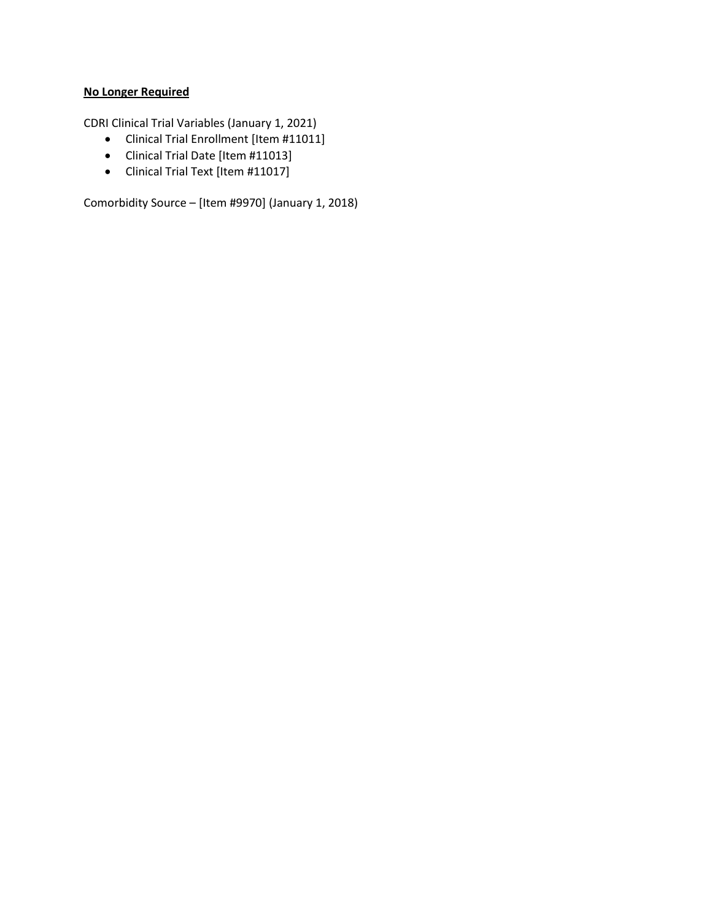**No Longer Required**

CDRI Clinical Trial Variables (January 1, 2021)

- Clinical Trial Enrollment [Item #11011]
- Clinical Trial Date [Item #11013]
- Clinical Trial Text [Item #11017]

Comorbidity Source – [Item #9970] (January 1, 2018)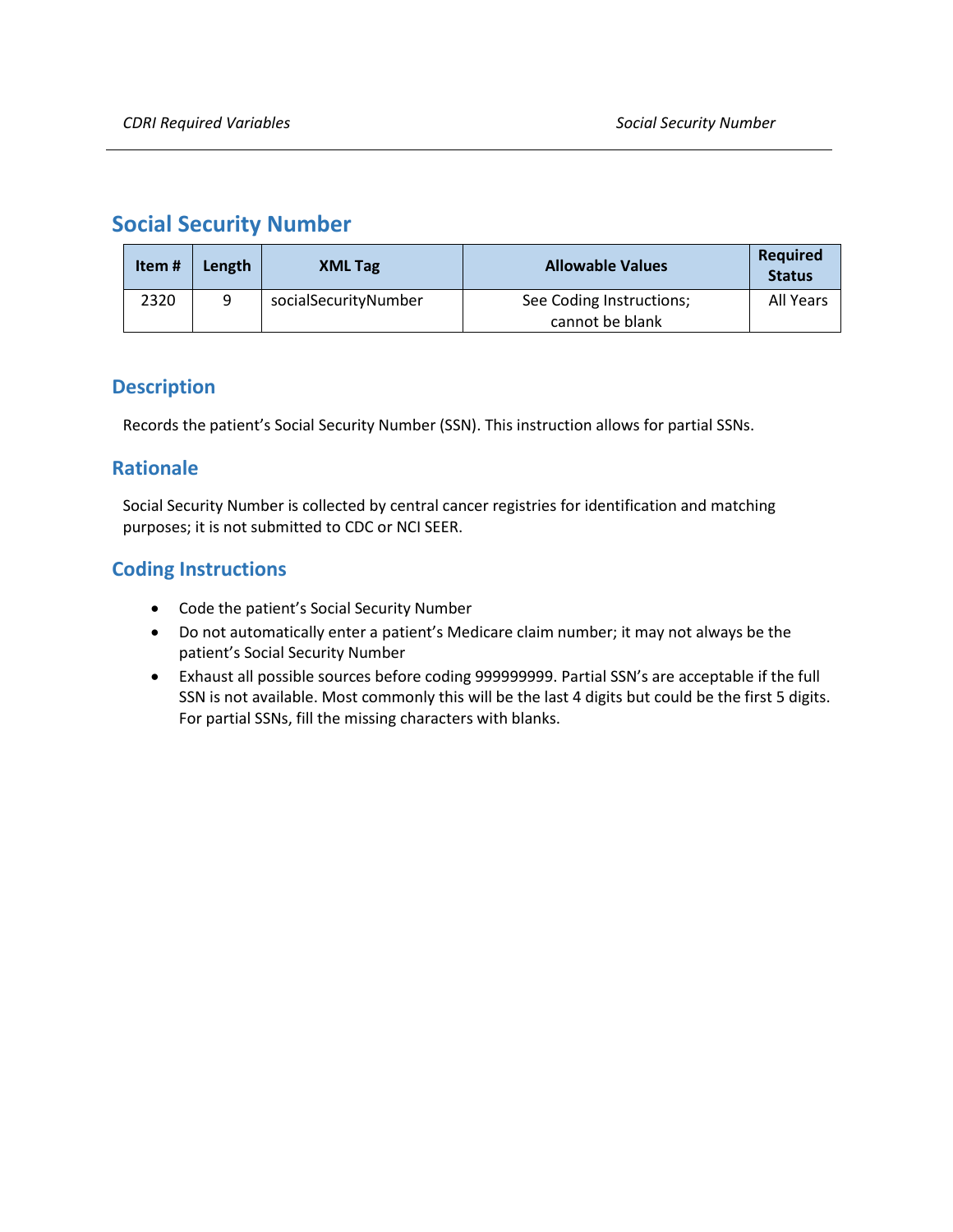## Social Security Number

| Item # | Length | XML Tag | Allowable Values | Required Status |
| --- | --- | --- | --- | --- |
| 2320 | 9 | socialSecurityNumber | See Coding Instructions; cannot be blank | All Years |

### Description

Records the patient's Social Security Number (SSN). This instruction allows for partial SSNs.

### Rationale

Social Security Number is collected by central cancer registries for identification and matching purposes; it is not submitted to CDC or NCI SEER.

### Coding Instructions

- Code the patient's Social Security Number
- Do not automatically enter a patient's Medicare claim number; it may not always be the patient's Social Security Number
- Exhaust all possible sources before coding 999999999. Partial SSN's are acceptable if the full SSN is not available. Most commonly this will be the last 4 digits but could be the first 5 digits. For partial SSNs, fill the missing characters with blanks.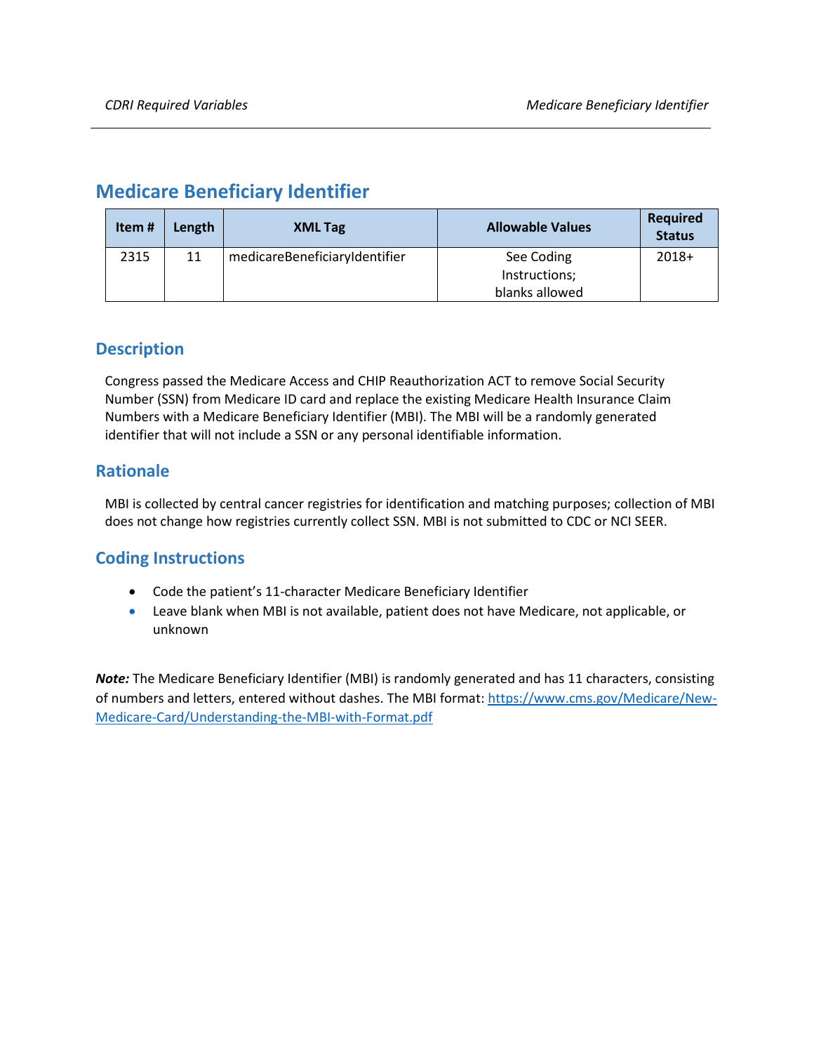## Medicare Beneficiary Identifier

| Item # | Length | XML Tag | Allowable Values | Required Status |
|---|---|---|---|---|
| 2315 | 11 | medicareBeneficiaryIdentifier | See Coding Instructions; blanks allowed | 2018+ |

### Description

Congress passed the Medicare Access and CHIP Reauthorization ACT to remove Social Security Number (SSN) from Medicare ID card and replace the existing Medicare Health Insurance Claim Numbers with a Medicare Beneficiary Identifier (MBI). The MBI will be a randomly generated identifier that will not include a SSN or any personal identifiable information.

### Rationale

MBI is collected by central cancer registries for identification and matching purposes; collection of MBI does not change how registries currently collect SSN. MBI is not submitted to CDC or NCI SEER.

### Coding Instructions

- Code the patient's 11-character Medicare Beneficiary Identifier
- Leave blank when MBI is not available, patient does not have Medicare, not applicable, or unknown

***Note:*** The Medicare Beneficiary Identifier (MBI) is randomly generated and has 11 characters, consisting of numbers and letters, entered without dashes. The MBI format: https://www.cms.gov/Medicare/New-Medicare-Card/Understanding-the-MBI-with-Format.pdf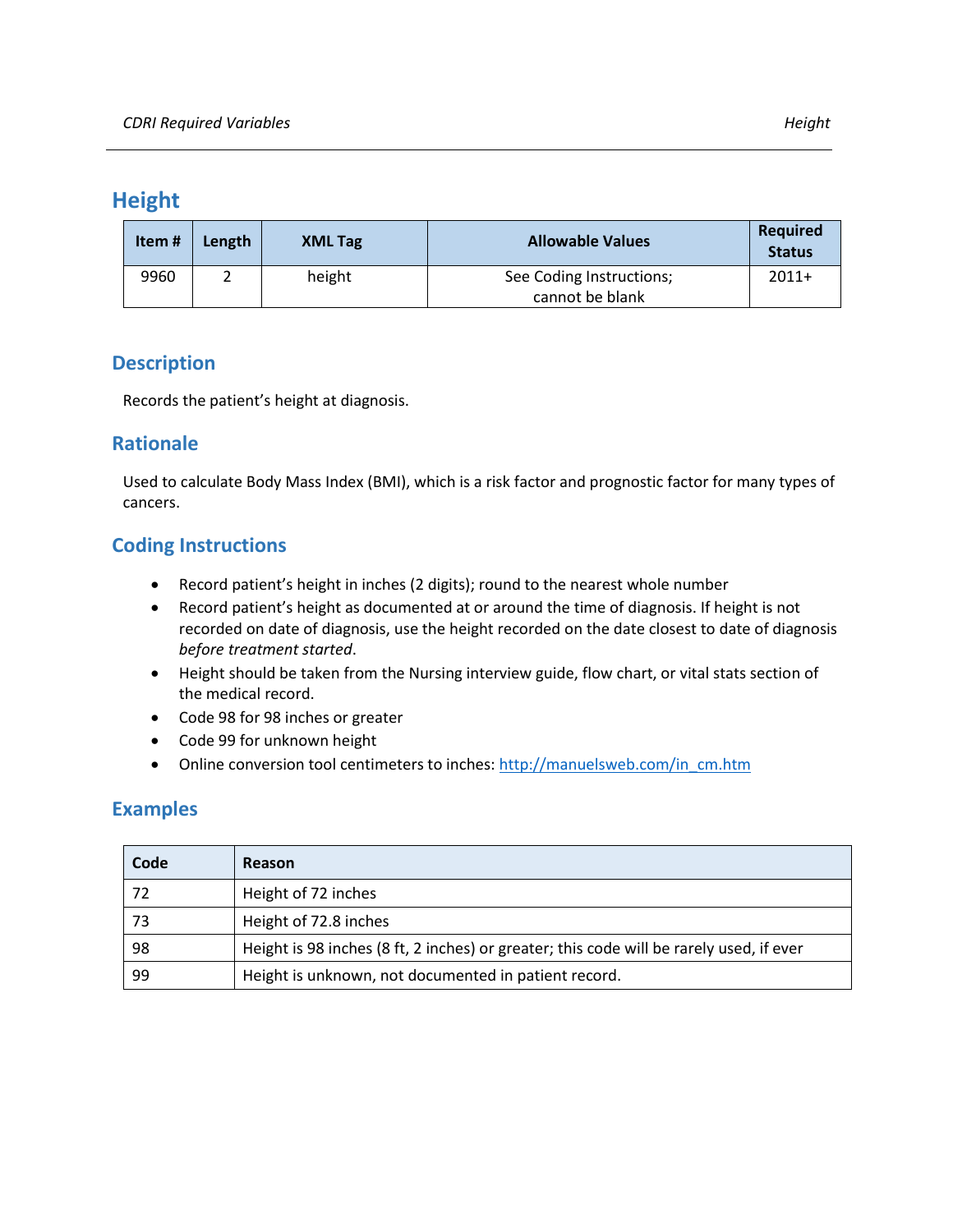## Height

| Item # | Length | XML Tag | Allowable Values | Required Status |
|---|---|---|---|---|
| 9960 | 2 | height | See Coding Instructions; cannot be blank | 2011+ |

### Description

Records the patient's height at diagnosis.

### Rationale

Used to calculate Body Mass Index (BMI), which is a risk factor and prognostic factor for many types of cancers.

### Coding Instructions

- Record patient's height in inches (2 digits); round to the nearest whole number
- Record patient's height as documented at or around the time of diagnosis. If height is not recorded on date of diagnosis, use the height recorded on the date closest to date of diagnosis *before treatment started*.
- Height should be taken from the Nursing interview guide, flow chart, or vital stats section of the medical record.
- Code 98 for 98 inches or greater
- Code 99 for unknown height
- Online conversion tool centimeters to inches: [http://manuelsweb.com/in_cm.htm](http://manuelsweb.com/in_cm.htm)

### Examples

| Code | Reason |
|---|---|
| 72 | Height of 72 inches |
| 73 | Height of 72.8 inches |
| 98 | Height is 98 inches (8 ft, 2 inches) or greater; this code will be rarely used, if ever |
| 99 | Height is unknown, not documented in patient record. |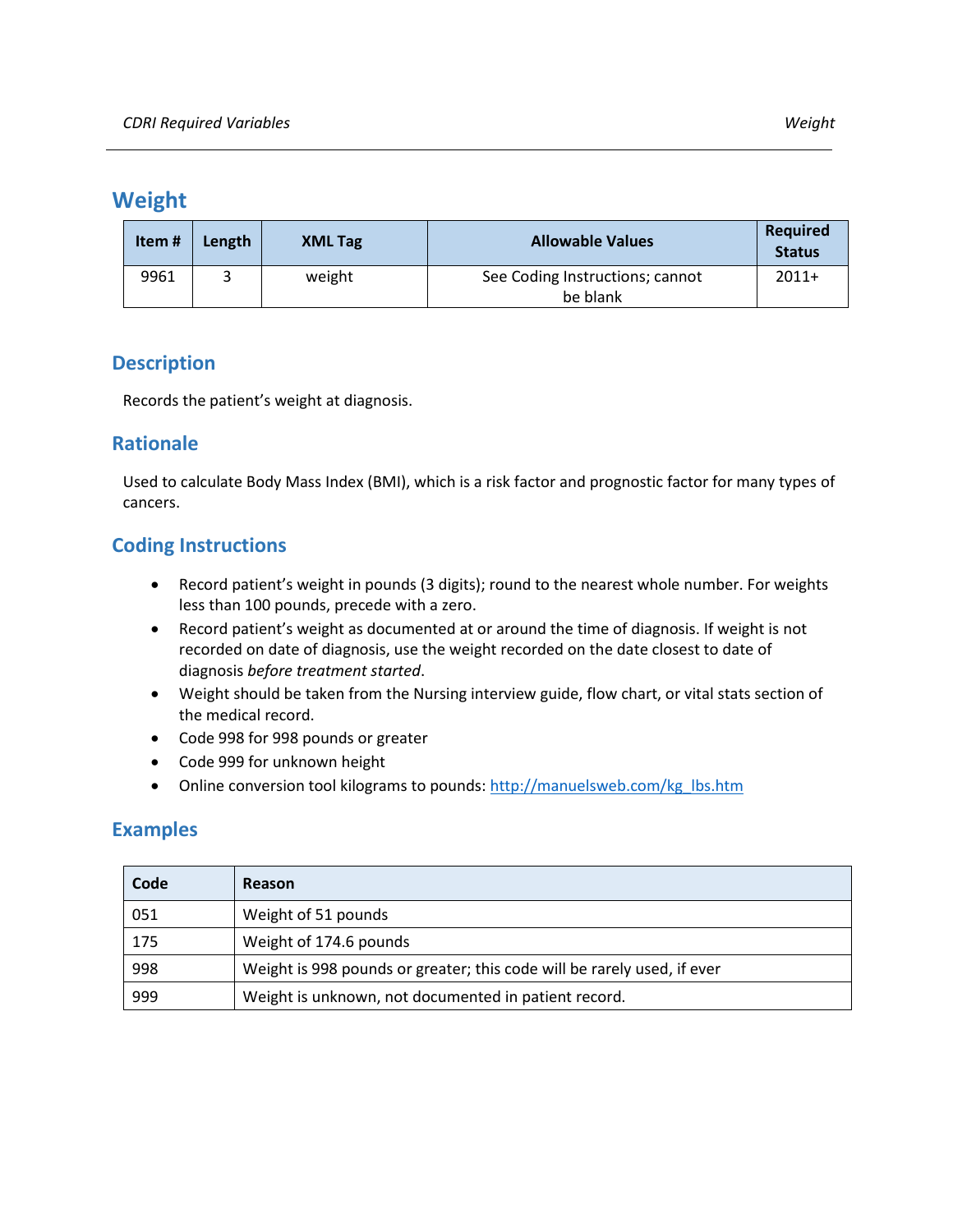## Weight

| Item # | Length | XML Tag | Allowable Values | Required Status |
|---|---|---|---|---|
| 9961 | 3 | weight | See Coding Instructions; cannot be blank | 2011+ |

### Description

Records the patient's weight at diagnosis.

### Rationale

Used to calculate Body Mass Index (BMI), which is a risk factor and prognostic factor for many types of cancers.

### Coding Instructions

- Record patient's weight in pounds (3 digits); round to the nearest whole number. For weights less than 100 pounds, precede with a zero.
- Record patient's weight as documented at or around the time of diagnosis. If weight is not recorded on date of diagnosis, use the weight recorded on the date closest to date of diagnosis *before treatment started*.
- Weight should be taken from the Nursing interview guide, flow chart, or vital stats section of the medical record.
- Code 998 for 998 pounds or greater
- Code 999 for unknown height
- Online conversion tool kilograms to pounds: [http://manuelsweb.com/kg_lbs.htm](http://manuelsweb.com/kg_lbs.htm)

### Examples

| Code | Reason |
|---|---|
| 051 | Weight of 51 pounds |
| 175 | Weight of 174.6 pounds |
| 998 | Weight is 998 pounds or greater; this code will be rarely used, if ever |
| 999 | Weight is unknown, not documented in patient record. |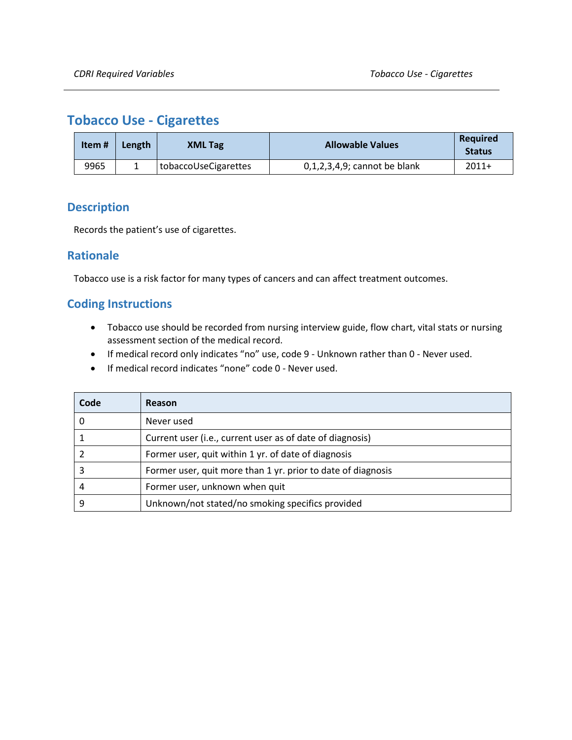# Tobacco Use - Cigarettes

| Item # | Length | XML Tag | Allowable Values | Required Status |
|---|---|---|---|---|
| 9965 | 1 | tobaccoUseCigarettes | 0,1,2,3,4,9; cannot be blank | 2011+ |

## Description

Records the patient's use of cigarettes.

## Rationale

Tobacco use is a risk factor for many types of cancers and can affect treatment outcomes.

## Coding Instructions

- Tobacco use should be recorded from nursing interview guide, flow chart, vital stats or nursing assessment section of the medical record.
- If medical record only indicates "no" use, code 9 - Unknown rather than 0 - Never used.
- If medical record indicates "none" code 0 - Never used.

| Code | Reason |
|---|---|
| 0 | Never used |
| 1 | Current user (i.e., current user as of date of diagnosis) |
| 2 | Former user, quit within 1 yr. of date of diagnosis |
| 3 | Former user, quit more than 1 yr. prior to date of diagnosis |
| 4 | Former user, unknown when quit |
| 9 | Unknown/not stated/no smoking specifics provided |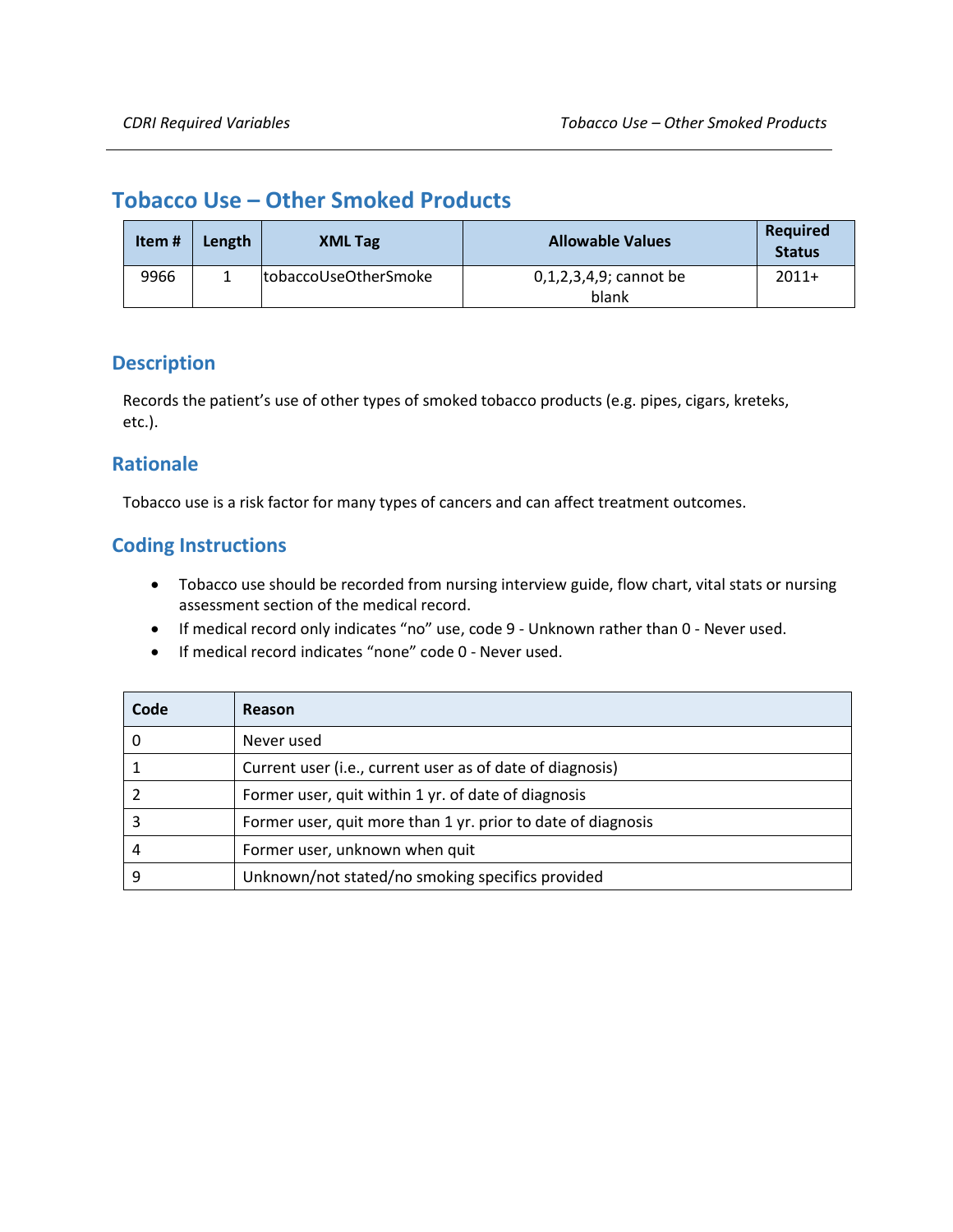# Tobacco Use – Other Smoked Products

| Item # | Length | XML Tag | Allowable Values | Required Status |
|---|---|---|---|---|
| 9966 | 1 | tobaccoUseOtherSmoke | 0,1,2,3,4,9; cannot be blank | 2011+ |

## Description

Records the patient's use of other types of smoked tobacco products (e.g. pipes, cigars, kreteks, etc.).

## Rationale

Tobacco use is a risk factor for many types of cancers and can affect treatment outcomes.

## Coding Instructions

- Tobacco use should be recorded from nursing interview guide, flow chart, vital stats or nursing assessment section of the medical record.
- If medical record only indicates "no" use, code 9 - Unknown rather than 0 - Never used.
- If medical record indicates "none" code 0 - Never used.

| Code | Reason |
|---|---|
| 0 | Never used |
| 1 | Current user (i.e., current user as of date of diagnosis) |
| 2 | Former user, quit within 1 yr. of date of diagnosis |
| 3 | Former user, quit more than 1 yr. prior to date of diagnosis |
| 4 | Former user, unknown when quit |
| 9 | Unknown/not stated/no smoking specifics provided |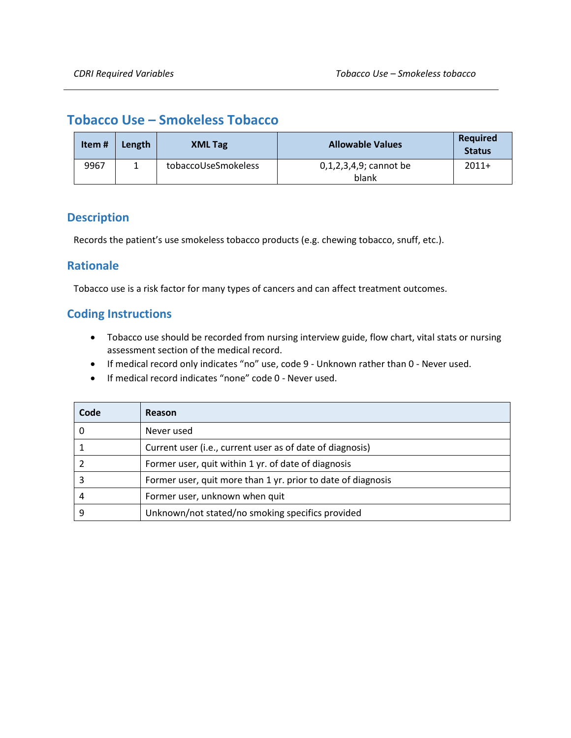# Tobacco Use – Smokeless Tobacco

| Item # | Length | XML Tag | Allowable Values | Required Status |
|---|---|---|---|---|
| 9967 | 1 | tobaccoUseSmokeless | 0,1,2,3,4,9; cannot be blank | 2011+ |

## Description

Records the patient's use smokeless tobacco products (e.g. chewing tobacco, snuff, etc.).

## Rationale

Tobacco use is a risk factor for many types of cancers and can affect treatment outcomes.

## Coding Instructions

- Tobacco use should be recorded from nursing interview guide, flow chart, vital stats or nursing assessment section of the medical record.
- If medical record only indicates "no" use, code 9 - Unknown rather than 0 - Never used.
- If medical record indicates "none" code 0 - Never used.

| Code | Reason |
|---|---|
| 0 | Never used |
| 1 | Current user (i.e., current user as of date of diagnosis) |
| 2 | Former user, quit within 1 yr. of date of diagnosis |
| 3 | Former user, quit more than 1 yr. prior to date of diagnosis |
| 4 | Former user, unknown when quit |
| 9 | Unknown/not stated/no smoking specifics provided |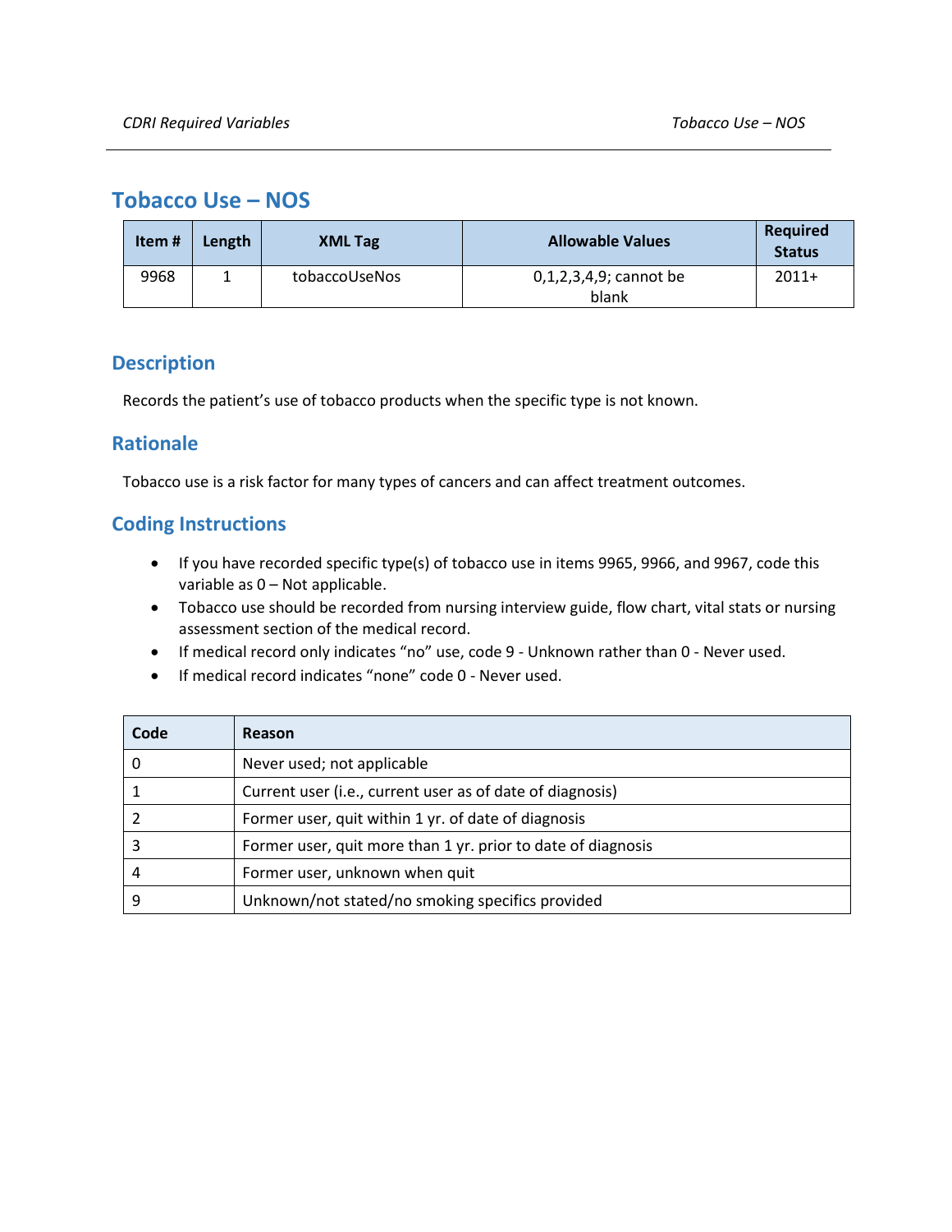# Tobacco Use – NOS

| Item # | Length | XML Tag | Allowable Values | Required Status |
| --- | --- | --- | --- | --- |
| 9968 | 1 | tobaccoUseNos | 0,1,2,3,4,9; cannot be blank | 2011+ |

## Description

Records the patient's use of tobacco products when the specific type is not known.

## Rationale

Tobacco use is a risk factor for many types of cancers and can affect treatment outcomes.

## Coding Instructions

- If you have recorded specific type(s) of tobacco use in items 9965, 9966, and 9967, code this variable as 0 – Not applicable.
- Tobacco use should be recorded from nursing interview guide, flow chart, vital stats or nursing assessment section of the medical record.
- If medical record only indicates "no" use, code 9 - Unknown rather than 0 - Never used.
- If medical record indicates "none" code 0 - Never used.

| Code | Reason |
| --- | --- |
| 0 | Never used; not applicable |
| 1 | Current user (i.e., current user as of date of diagnosis) |
| 2 | Former user, quit within 1 yr. of date of diagnosis |
| 3 | Former user, quit more than 1 yr. prior to date of diagnosis |
| 4 | Former user, unknown when quit |
| 9 | Unknown/not stated/no smoking specifics provided |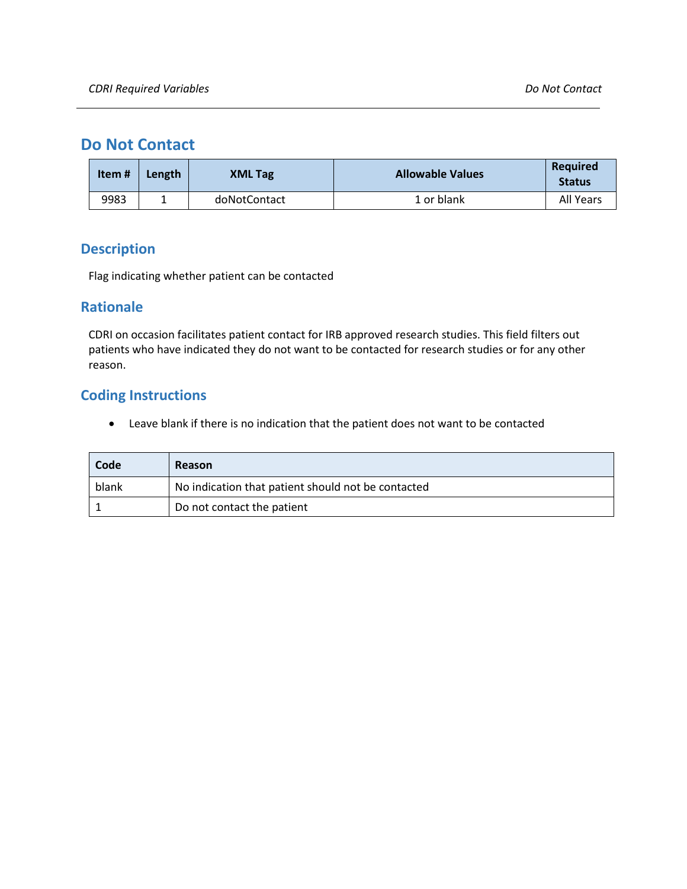## Do Not Contact

| Item # | Length | XML Tag | Allowable Values | Required Status |
|---|---|---|---|---|
| 9983 | 1 | doNotContact | 1 or blank | All Years |

### Description

Flag indicating whether patient can be contacted

### Rationale

CDRI on occasion facilitates patient contact for IRB approved research studies. This field filters out patients who have indicated they do not want to be contacted for research studies or for any other reason.

### Coding Instructions

- Leave blank if there is no indication that the patient does not want to be contacted

| Code | Reason |
|---|---|
| blank | No indication that patient should not be contacted |
| 1 | Do not contact the patient |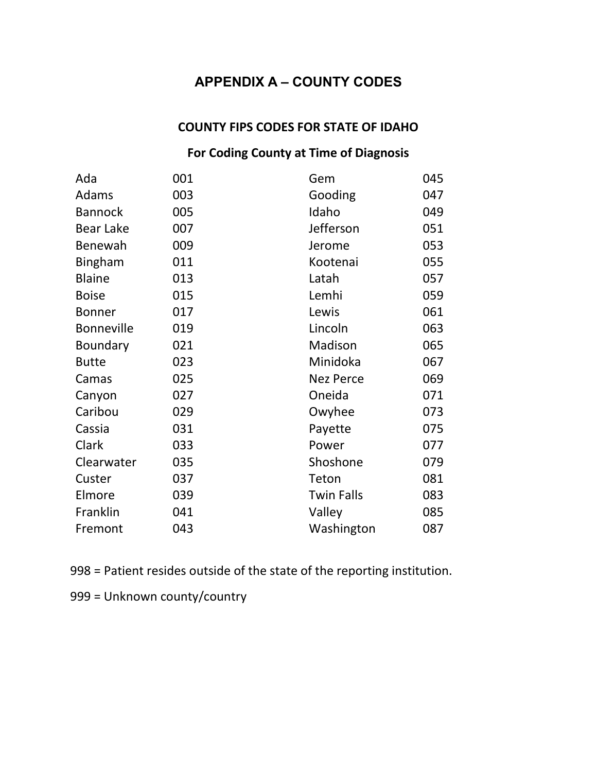# APPENDIX A – COUNTY CODES

## COUNTY FIPS CODES FOR STATE OF IDAHO

### For Coding County at Time of Diagnosis

| | | | |
|---|---|---|---|
| Ada | 001 | Gem | 045 |
| Adams | 003 | Gooding | 047 |
| Bannock | 005 | Idaho | 049 |
| Bear Lake | 007 | Jefferson | 051 |
| Benewah | 009 | Jerome | 053 |
| Bingham | 011 | Kootenai | 055 |
| Blaine | 013 | Latah | 057 |
| Boise | 015 | Lemhi | 059 |
| Bonner | 017 | Lewis | 061 |
| Bonneville | 019 | Lincoln | 063 |
| Boundary | 021 | Madison | 065 |
| Butte | 023 | Minidoka | 067 |
| Camas | 025 | Nez Perce | 069 |
| Canyon | 027 | Oneida | 071 |
| Caribou | 029 | Owyhee | 073 |
| Cassia | 031 | Payette | 075 |
| Clark | 033 | Power | 077 |
| Clearwater | 035 | Shoshone | 079 |
| Custer | 037 | Teton | 081 |
| Elmore | 039 | Twin Falls | 083 |
| Franklin | 041 | Valley | 085 |
| Fremont | 043 | Washington | 087 |

998 = Patient resides outside of the state of the reporting institution.

999 = Unknown county/country